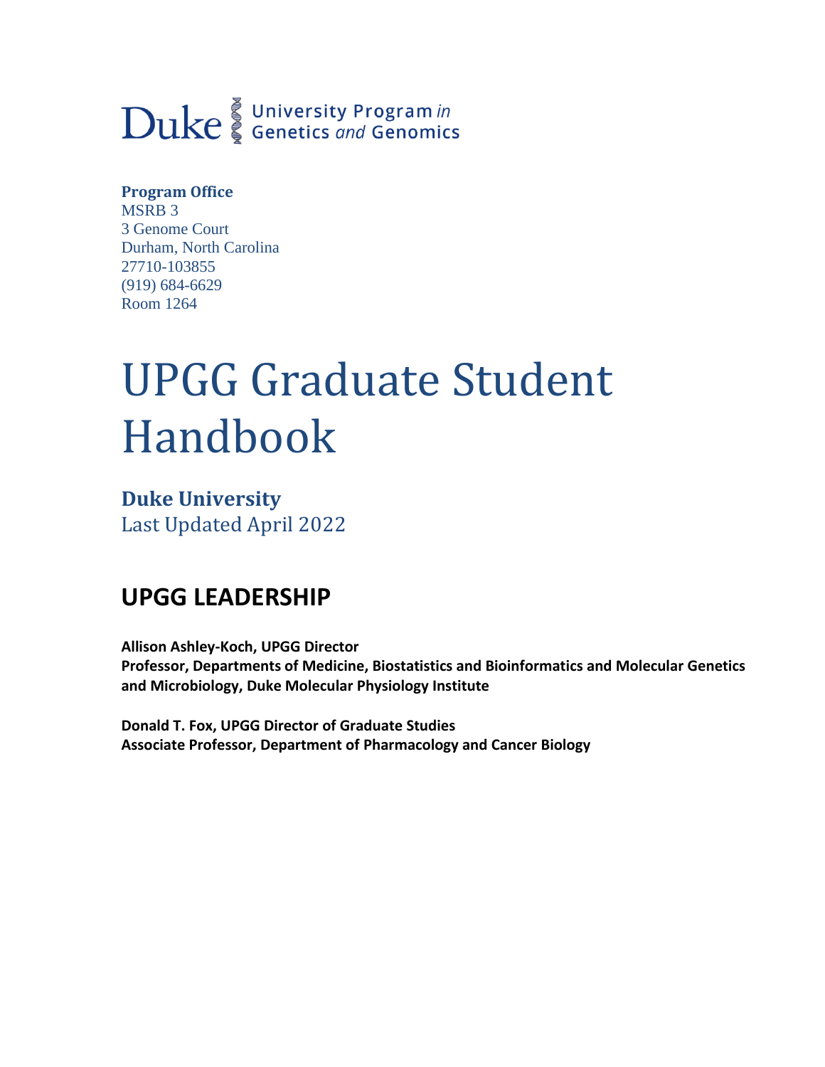Duke University Program *in* Genetics *and* Genomics

**Program Office**
MSRB 3
3 Genome Court
Durham, North Carolina
27710-103855
(919) 684-6629
Room 1264

# UPGG Graduate Student Handbook

**Duke University**
Last Updated April 2022

## UPGG LEADERSHIP

**Allison Ashley-Koch, UPGG Director**
**Professor, Departments of Medicine, Biostatistics and Bioinformatics and Molecular Genetics and Microbiology, Duke Molecular Physiology Institute**

**Donald T. Fox, UPGG Director of Graduate Studies**
**Associate Professor, Department of Pharmacology and Cancer Biology**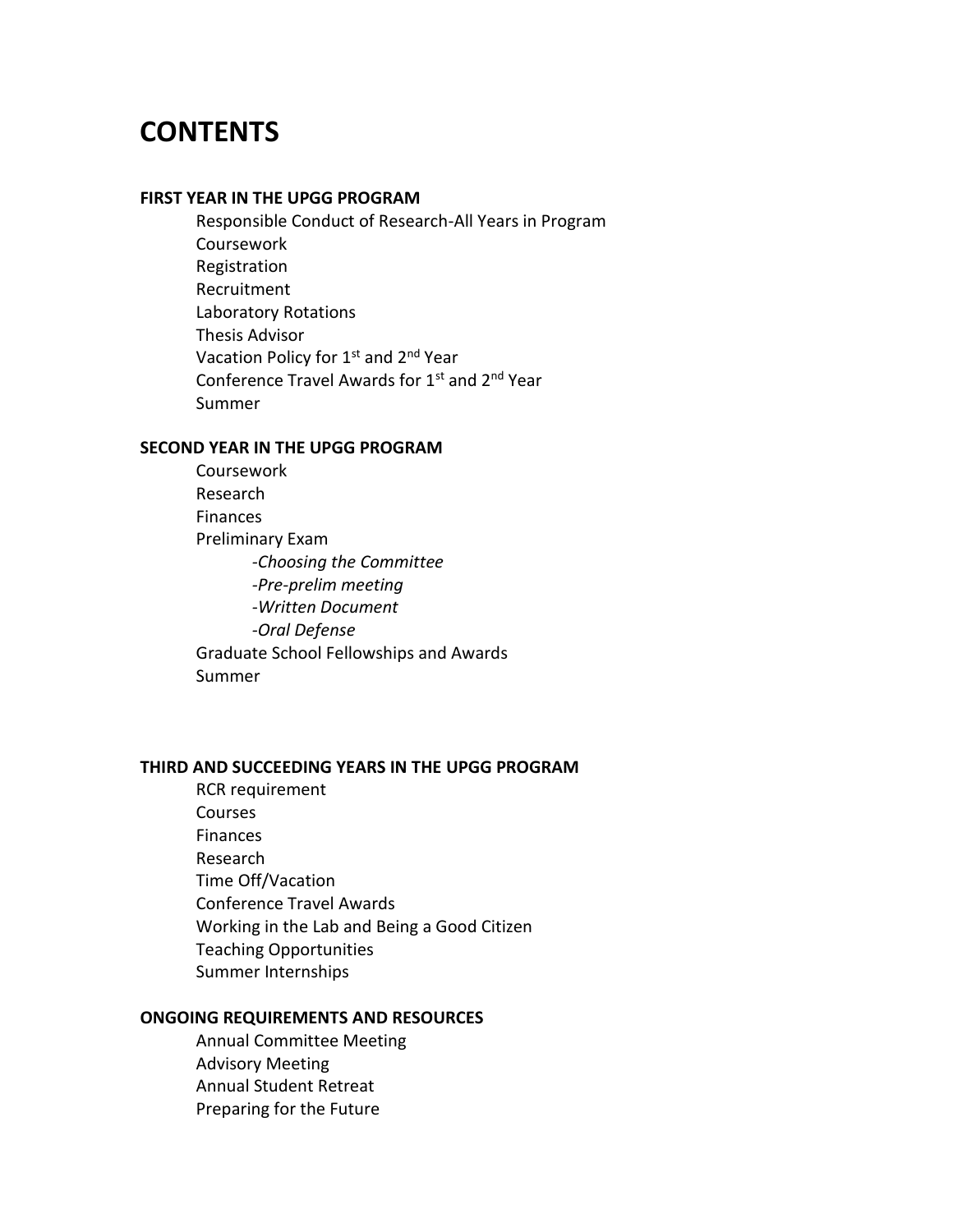# CONTENTS

**FIRST YEAR IN THE UPGG PROGRAM**

- Responsible Conduct of Research-All Years in Program
- Coursework
- Registration
- Recruitment
- Laboratory Rotations
- Thesis Advisor
- Vacation Policy for 1st and 2nd Year
- Conference Travel Awards for 1st and 2nd Year
- Summer

**SECOND YEAR IN THE UPGG PROGRAM**

- Coursework
- Research
- Finances
- Preliminary Exam
  - *-Choosing the Committee*
  - *-Pre-prelim meeting*
  - *-Written Document*
  - *-Oral Defense*
- Graduate School Fellowships and Awards
- Summer

**THIRD AND SUCCEEDING YEARS IN THE UPGG PROGRAM**

- RCR requirement
- Courses
- Finances
- Research
- Time Off/Vacation
- Conference Travel Awards
- Working in the Lab and Being a Good Citizen
- Teaching Opportunities
- Summer Internships

**ONGOING REQUIREMENTS AND RESOURCES**

- Annual Committee Meeting
- Advisory Meeting
- Annual Student Retreat
- Preparing for the Future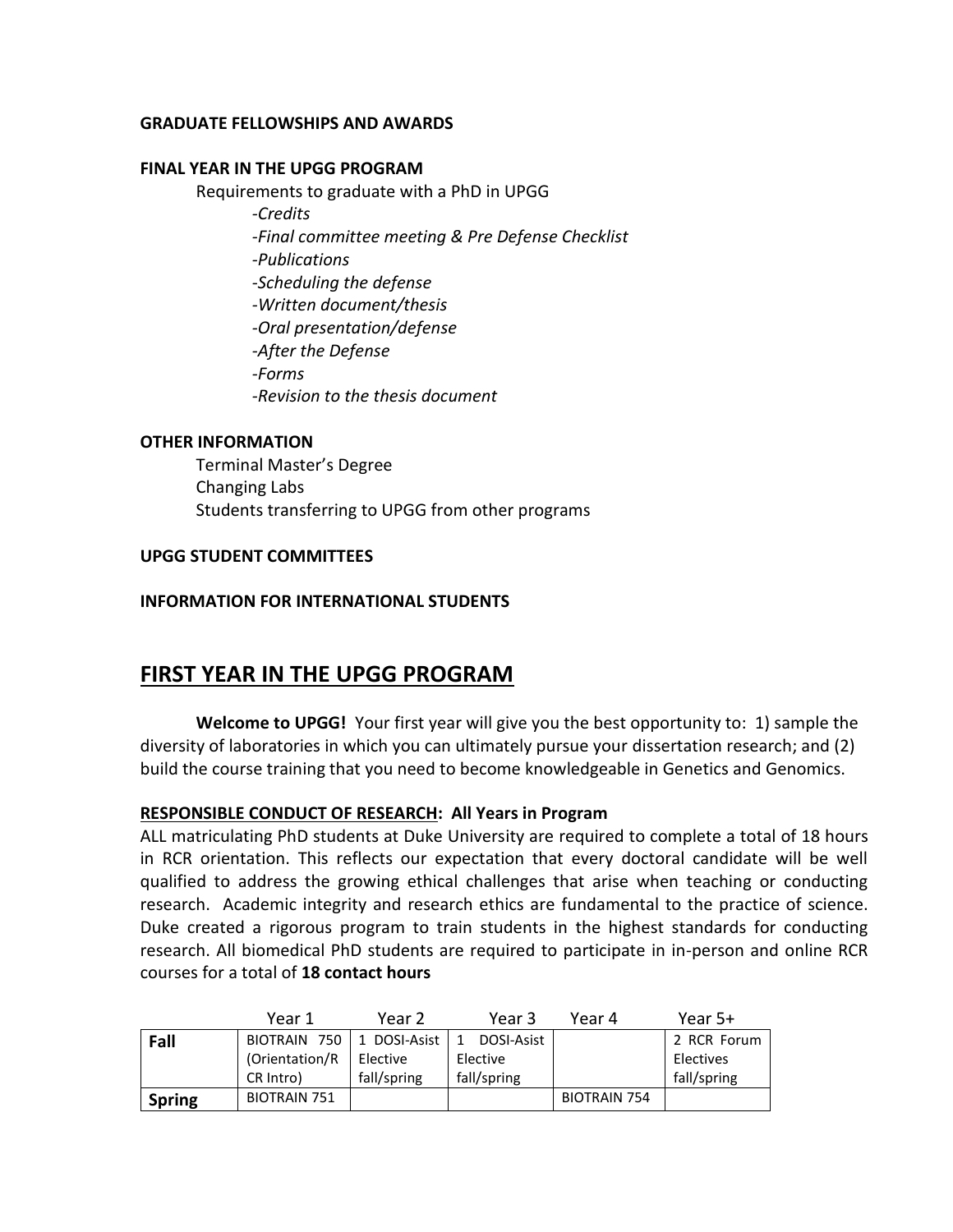**GRADUATE FELLOWSHIPS AND AWARDS**

**FINAL YEAR IN THE UPGG PROGRAM**

Requirements to graduate with a PhD in UPGG

- *-Credits*
- *-Final committee meeting & Pre Defense Checklist*
- *-Publications*
- *-Scheduling the defense*
- *-Written document/thesis*
- *-Oral presentation/defense*
- *-After the Defense*
- *-Forms*
- *-Revision to the thesis document*

**OTHER INFORMATION**

Terminal Master's Degree
Changing Labs
Students transferring to UPGG from other programs

**UPGG STUDENT COMMITTEES**

**INFORMATION FOR INTERNATIONAL STUDENTS**

# FIRST YEAR IN THE UPGG PROGRAM

**Welcome to UPGG!** Your first year will give you the best opportunity to: 1) sample the diversity of laboratories in which you can ultimately pursue your dissertation research; and (2) build the course training that you need to become knowledgeable in Genetics and Genomics.

**RESPONSIBLE CONDUCT OF RESEARCH: All Years in Program**

ALL matriculating PhD students at Duke University are required to complete a total of 18 hours in RCR orientation. This reflects our expectation that every doctoral candidate will be well qualified to address the growing ethical challenges that arise when teaching or conducting research. Academic integrity and research ethics are fundamental to the practice of science. Duke created a rigorous program to train students in the highest standards for conducting research. All biomedical PhD students are required to participate in in-person and online RCR courses for a total of **18 contact hours**

| | Year 1 | Year 2 | Year 3 | Year 4 | Year 5+ |
|---|---|---|---|---|---|
| **Fall** | BIOTRAIN 750 (Orientation/RCR Intro) | 1 DOSI-Asist Elective fall/spring | 1 DOSI-Asist Elective fall/spring | | 2 RCR Forum Electives fall/spring |
| **Spring** | BIOTRAIN 751 | | | BIOTRAIN 754 | |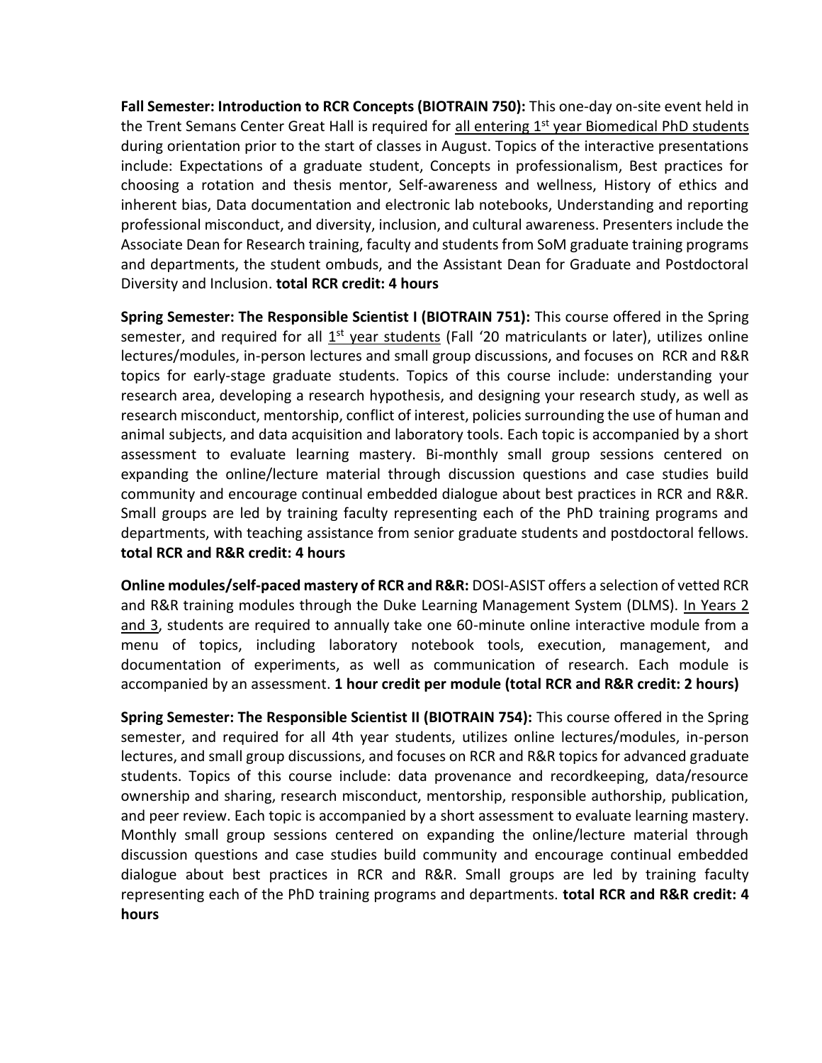**Fall Semester: Introduction to RCR Concepts (BIOTRAIN 750):** This one-day on-site event held in the Trent Semans Center Great Hall is required for all entering 1st year Biomedical PhD students during orientation prior to the start of classes in August. Topics of the interactive presentations include: Expectations of a graduate student, Concepts in professionalism, Best practices for choosing a rotation and thesis mentor, Self-awareness and wellness, History of ethics and inherent bias, Data documentation and electronic lab notebooks, Understanding and reporting professional misconduct, and diversity, inclusion, and cultural awareness. Presenters include the Associate Dean for Research training, faculty and students from SoM graduate training programs and departments, the student ombuds, and the Assistant Dean for Graduate and Postdoctoral Diversity and Inclusion. **total RCR credit: 4 hours**

**Spring Semester: The Responsible Scientist I (BIOTRAIN 751):** This course offered in the Spring semester, and required for all 1st year students (Fall '20 matriculants or later), utilizes online lectures/modules, in-person lectures and small group discussions, and focuses on RCR and R&R topics for early-stage graduate students. Topics of this course include: understanding your research area, developing a research hypothesis, and designing your research study, as well as research misconduct, mentorship, conflict of interest, policies surrounding the use of human and animal subjects, and data acquisition and laboratory tools. Each topic is accompanied by a short assessment to evaluate learning mastery. Bi-monthly small group sessions centered on expanding the online/lecture material through discussion questions and case studies build community and encourage continual embedded dialogue about best practices in RCR and R&R. Small groups are led by training faculty representing each of the PhD training programs and departments, with teaching assistance from senior graduate students and postdoctoral fellows. **total RCR and R&R credit: 4 hours**

**Online modules/self-paced mastery of RCR and R&R:** DOSI-ASIST offers a selection of vetted RCR and R&R training modules through the Duke Learning Management System (DLMS). In Years 2 and 3, students are required to annually take one 60-minute online interactive module from a menu of topics, including laboratory notebook tools, execution, management, and documentation of experiments, as well as communication of research. Each module is accompanied by an assessment. **1 hour credit per module (total RCR and R&R credit: 2 hours)**

**Spring Semester: The Responsible Scientist II (BIOTRAIN 754):** This course offered in the Spring semester, and required for all 4th year students, utilizes online lectures/modules, in-person lectures, and small group discussions, and focuses on RCR and R&R topics for advanced graduate students. Topics of this course include: data provenance and recordkeeping, data/resource ownership and sharing, research misconduct, mentorship, responsible authorship, publication, and peer review. Each topic is accompanied by a short assessment to evaluate learning mastery. Monthly small group sessions centered on expanding the online/lecture material through discussion questions and case studies build community and encourage continual embedded dialogue about best practices in RCR and R&R. Small groups are led by training faculty representing each of the PhD training programs and departments. **total RCR and R&R credit: 4 hours**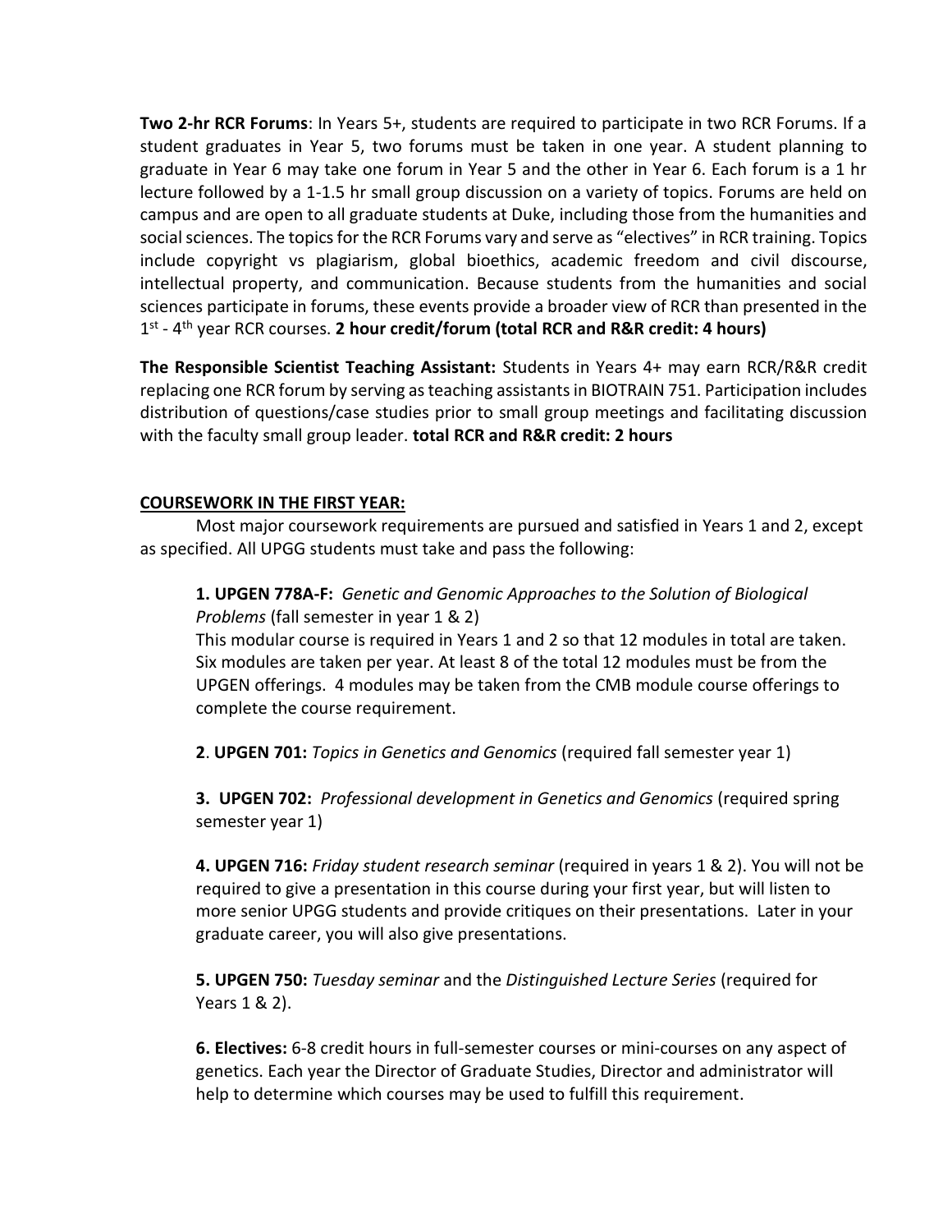**Two 2-hr RCR Forums**: In Years 5+, students are required to participate in two RCR Forums. If a student graduates in Year 5, two forums must be taken in one year. A student planning to graduate in Year 6 may take one forum in Year 5 and the other in Year 6. Each forum is a 1 hr lecture followed by a 1-1.5 hr small group discussion on a variety of topics. Forums are held on campus and are open to all graduate students at Duke, including those from the humanities and social sciences. The topics for the RCR Forums vary and serve as "electives" in RCR training. Topics include copyright vs plagiarism, global bioethics, academic freedom and civil discourse, intellectual property, and communication. Because students from the humanities and social sciences participate in forums, these events provide a broader view of RCR than presented in the 1st - 4th year RCR courses. **2 hour credit/forum (total RCR and R&R credit: 4 hours)**

**The Responsible Scientist Teaching Assistant:** Students in Years 4+ may earn RCR/R&R credit replacing one RCR forum by serving as teaching assistants in BIOTRAIN 751. Participation includes distribution of questions/case studies prior to small group meetings and facilitating discussion with the faculty small group leader. **total RCR and R&R credit: 2 hours**

**COURSEWORK IN THE FIRST YEAR:**

Most major coursework requirements are pursued and satisfied in Years 1 and 2, except as specified. All UPGG students must take and pass the following:

**1. UPGEN 778A-F:** *Genetic and Genomic Approaches to the Solution of Biological Problems* (fall semester in year 1 & 2)
This modular course is required in Years 1 and 2 so that 12 modules in total are taken. Six modules are taken per year. At least 8 of the total 12 modules must be from the UPGEN offerings. 4 modules may be taken from the CMB module course offerings to complete the course requirement.

**2**. **UPGEN 701:** *Topics in Genetics and Genomics* (required fall semester year 1)

**3. UPGEN 702:** *Professional development in Genetics and Genomics* (required spring semester year 1)

**4. UPGEN 716:** *Friday student research seminar* (required in years 1 & 2). You will not be required to give a presentation in this course during your first year, but will listen to more senior UPGG students and provide critiques on their presentations. Later in your graduate career, you will also give presentations.

**5. UPGEN 750:** *Tuesday seminar* and the *Distinguished Lecture Series* (required for Years 1 & 2).

**6. Electives:** 6-8 credit hours in full-semester courses or mini-courses on any aspect of genetics. Each year the Director of Graduate Studies, Director and administrator will help to determine which courses may be used to fulfill this requirement.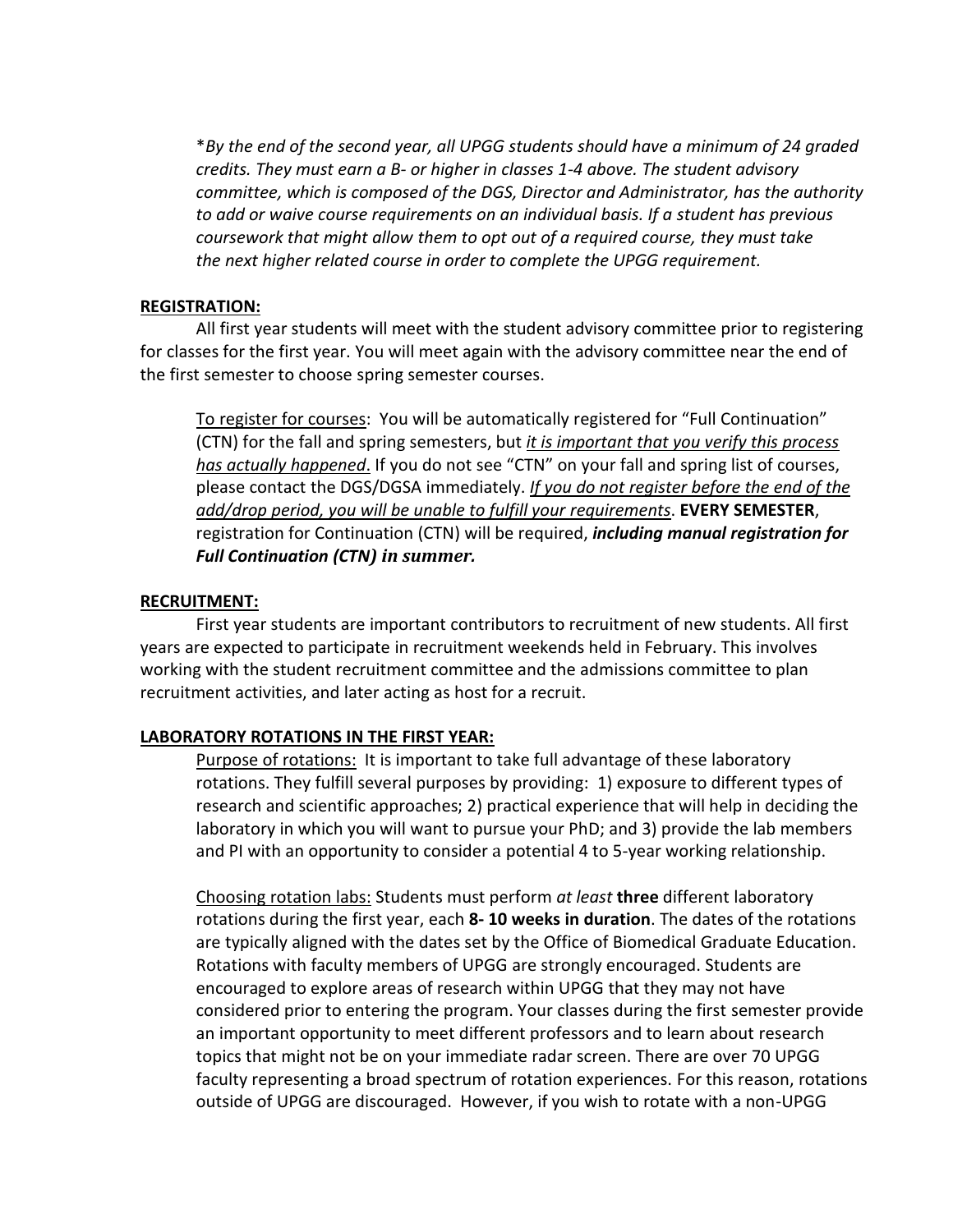*\*By the end of the second year, all UPGG students should have a minimum of 24 graded credits. They must earn a B- or higher in classes 1-4 above. The student advisory committee, which is composed of the DGS, Director and Administrator, has the authority to add or waive course requirements on an individual basis. If a student has previous coursework that might allow them to opt out of a required course, they must take the next higher related course in order to complete the UPGG requirement.*

**REGISTRATION:**

All first year students will meet with the student advisory committee prior to registering for classes for the first year. You will meet again with the advisory committee near the end of the first semester to choose spring semester courses.

To register for courses: You will be automatically registered for "Full Continuation" (CTN) for the fall and spring semesters, but *it is important that you verify this process has actually happened*. If you do not see "CTN" on your fall and spring list of courses, please contact the DGS/DGSA immediately. *If you do not register before the end of the add/drop period, you will be unable to fulfill your requirements*. **EVERY SEMESTER**, registration for Continuation (CTN) will be required, ***including manual registration for Full Continuation (CTN) in summer.***

**RECRUITMENT:**

First year students are important contributors to recruitment of new students. All first years are expected to participate in recruitment weekends held in February. This involves working with the student recruitment committee and the admissions committee to plan recruitment activities, and later acting as host for a recruit.

**LABORATORY ROTATIONS IN THE FIRST YEAR:**

Purpose of rotations: It is important to take full advantage of these laboratory rotations. They fulfill several purposes by providing: 1) exposure to different types of research and scientific approaches; 2) practical experience that will help in deciding the laboratory in which you will want to pursue your PhD; and 3) provide the lab members and PI with an opportunity to consider a potential 4 to 5-year working relationship.

Choosing rotation labs: Students must perform *at least* **three** different laboratory rotations during the first year, each **8- 10 weeks in duration**. The dates of the rotations are typically aligned with the dates set by the Office of Biomedical Graduate Education. Rotations with faculty members of UPGG are strongly encouraged. Students are encouraged to explore areas of research within UPGG that they may not have considered prior to entering the program. Your classes during the first semester provide an important opportunity to meet different professors and to learn about research topics that might not be on your immediate radar screen. There are over 70 UPGG faculty representing a broad spectrum of rotation experiences. For this reason, rotations outside of UPGG are discouraged. However, if you wish to rotate with a non-UPGG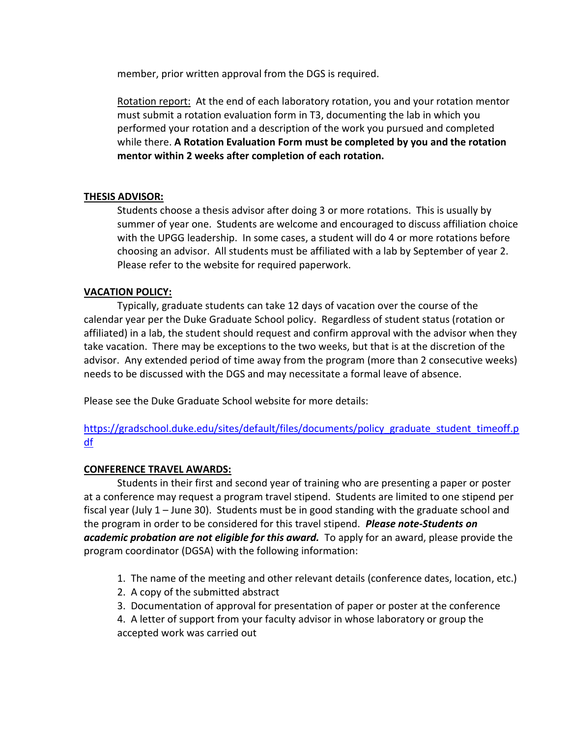member, prior written approval from the DGS is required.

Rotation report: At the end of each laboratory rotation, you and your rotation mentor must submit a rotation evaluation form in T3, documenting the lab in which you performed your rotation and a description of the work you pursued and completed while there. **A Rotation Evaluation Form must be completed by you and the rotation mentor within 2 weeks after completion of each rotation.**

## THESIS ADVISOR:

Students choose a thesis advisor after doing 3 or more rotations. This is usually by summer of year one. Students are welcome and encouraged to discuss affiliation choice with the UPGG leadership. In some cases, a student will do 4 or more rotations before choosing an advisor. All students must be affiliated with a lab by September of year 2. Please refer to the website for required paperwork.

## VACATION POLICY:

Typically, graduate students can take 12 days of vacation over the course of the calendar year per the Duke Graduate School policy. Regardless of student status (rotation or affiliated) in a lab, the student should request and confirm approval with the advisor when they take vacation. There may be exceptions to the two weeks, but that is at the discretion of the advisor. Any extended period of time away from the program (more than 2 consecutive weeks) needs to be discussed with the DGS and may necessitate a formal leave of absence.

Please see the Duke Graduate School website for more details:

https://gradschool.duke.edu/sites/default/files/documents/policy_graduate_student_timeoff.pdf

## CONFERENCE TRAVEL AWARDS:

Students in their first and second year of training who are presenting a paper or poster at a conference may request a program travel stipend. Students are limited to one stipend per fiscal year (July 1 – June 30). Students must be in good standing with the graduate school and the program in order to be considered for this travel stipend. ***Please note-Students on academic probation are not eligible for this award.*** To apply for an award, please provide the program coordinator (DGSA) with the following information:

1. The name of the meeting and other relevant details (conference dates, location, etc.)
2. A copy of the submitted abstract
3. Documentation of approval for presentation of paper or poster at the conference
4. A letter of support from your faculty advisor in whose laboratory or group the accepted work was carried out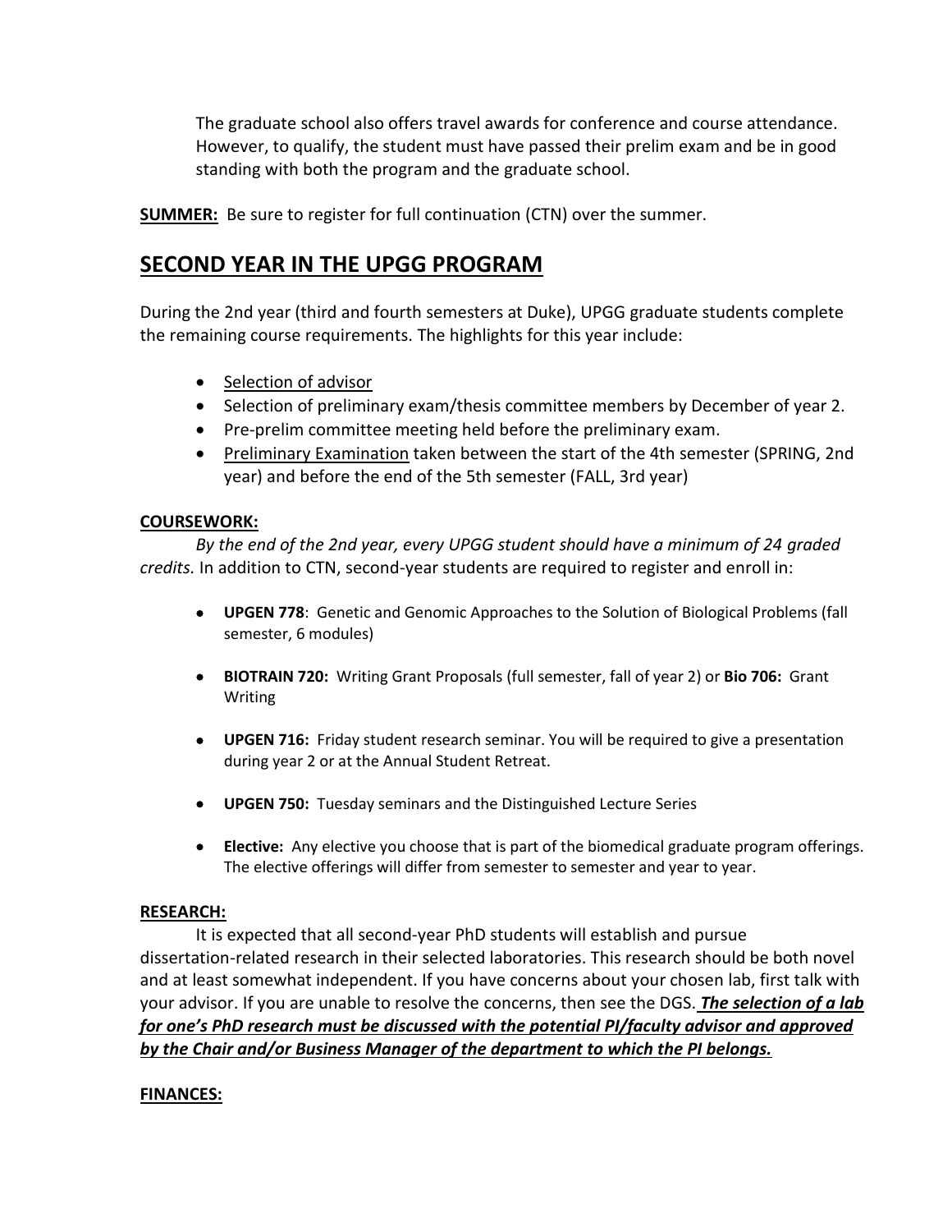The graduate school also offers travel awards for conference and course attendance. However, to qualify, the student must have passed their prelim exam and be in good standing with both the program and the graduate school.

**SUMMER:** Be sure to register for full continuation (CTN) over the summer.

## SECOND YEAR IN THE UPGG PROGRAM

During the 2nd year (third and fourth semesters at Duke), UPGG graduate students complete the remaining course requirements. The highlights for this year include:

- Selection of advisor
- Selection of preliminary exam/thesis committee members by December of year 2.
- Pre-prelim committee meeting held before the preliminary exam.
- Preliminary Examination taken between the start of the 4th semester (SPRING, 2nd year) and before the end of the 5th semester (FALL, 3rd year)

**COURSEWORK:**

*By the end of the 2nd year, every UPGG student should have a minimum of 24 graded credits.* In addition to CTN, second-year students are required to register and enroll in:

- **UPGEN 778**: Genetic and Genomic Approaches to the Solution of Biological Problems (fall semester, 6 modules)
- **BIOTRAIN 720:** Writing Grant Proposals (full semester, fall of year 2) or **Bio 706:** Grant Writing
- **UPGEN 716:** Friday student research seminar. You will be required to give a presentation during year 2 or at the Annual Student Retreat.
- **UPGEN 750:** Tuesday seminars and the Distinguished Lecture Series
- **Elective:** Any elective you choose that is part of the biomedical graduate program offerings. The elective offerings will differ from semester to semester and year to year.

**RESEARCH:**

It is expected that all second-year PhD students will establish and pursue dissertation-related research in their selected laboratories. This research should be both novel and at least somewhat independent. If you have concerns about your chosen lab, first talk with your advisor. If you are unable to resolve the concerns, then see the DGS. ***The selection of a lab for one's PhD research must be discussed with the potential PI/faculty advisor and approved by the Chair and/or Business Manager of the department to which the PI belongs.***

**FINANCES:**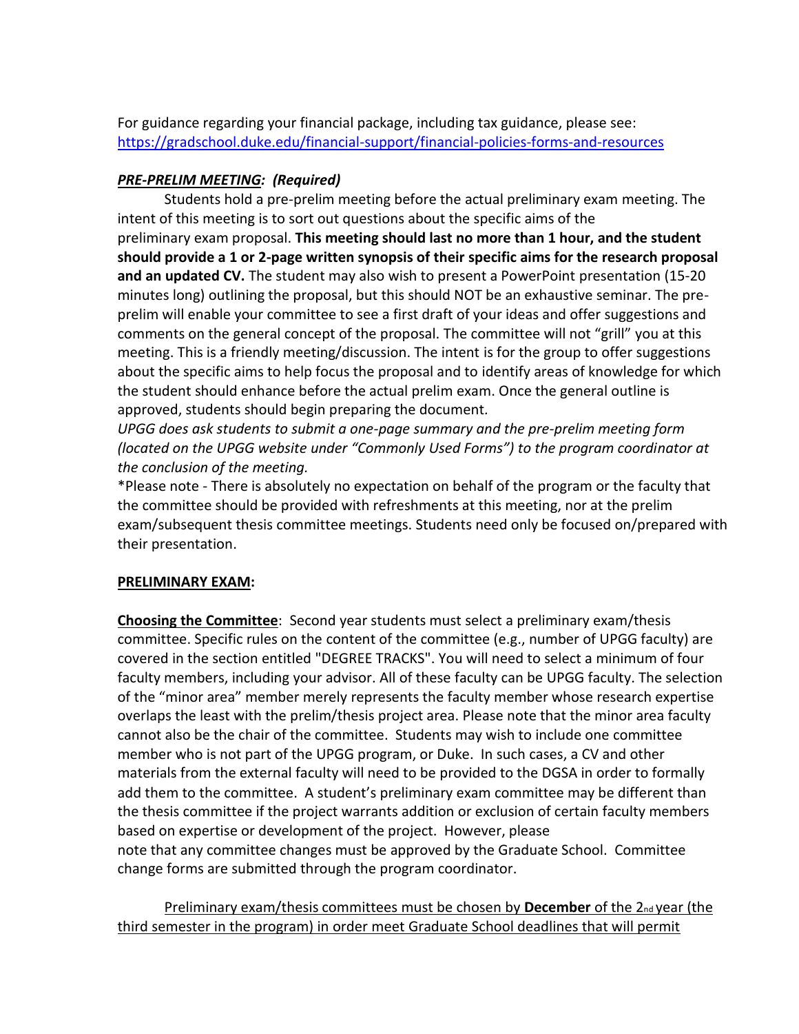For guidance regarding your financial package, including tax guidance, please see: https://gradschool.duke.edu/financial-support/financial-policies-forms-and-resources

***PRE-PRELIM MEETING: (Required)***

Students hold a pre-prelim meeting before the actual preliminary exam meeting. The intent of this meeting is to sort out questions about the specific aims of the preliminary exam proposal. **This meeting should last no more than 1 hour, and the student should provide a 1 or 2-page written synopsis of their specific aims for the research proposal and an updated CV.** The student may also wish to present a PowerPoint presentation (15-20 minutes long) outlining the proposal, but this should NOT be an exhaustive seminar. The pre-prelim will enable your committee to see a first draft of your ideas and offer suggestions and comments on the general concept of the proposal. The committee will not "grill" you at this meeting. This is a friendly meeting/discussion. The intent is for the group to offer suggestions about the specific aims to help focus the proposal and to identify areas of knowledge for which the student should enhance before the actual prelim exam. Once the general outline is approved, students should begin preparing the document.

*UPGG does ask students to submit a one-page summary and the pre-prelim meeting form (located on the UPGG website under "Commonly Used Forms") to the program coordinator at the conclusion of the meeting.*

*Please note - There is absolutely no expectation on behalf of the program or the faculty that the committee should be provided with refreshments at this meeting, nor at the prelim exam/subsequent thesis committee meetings. Students need only be focused on/prepared with their presentation.

**PRELIMINARY EXAM:**

**Choosing the Committee**: Second year students must select a preliminary exam/thesis committee. Specific rules on the content of the committee (e.g., number of UPGG faculty) are covered in the section entitled "DEGREE TRACKS". You will need to select a minimum of four faculty members, including your advisor. All of these faculty can be UPGG faculty. The selection of the "minor area" member merely represents the faculty member whose research expertise overlaps the least with the prelim/thesis project area. Please note that the minor area faculty cannot also be the chair of the committee. Students may wish to include one committee member who is not part of the UPGG program, or Duke. In such cases, a CV and other materials from the external faculty will need to be provided to the DGSA in order to formally add them to the committee. A student's preliminary exam committee may be different than the thesis committee if the project warrants addition or exclusion of certain faculty members based on expertise or development of the project. However, please note that any committee changes must be approved by the Graduate School. Committee change forms are submitted through the program coordinator.

Preliminary exam/thesis committees must be chosen by **December** of the 2nd year (the third semester in the program) in order meet Graduate School deadlines that will permit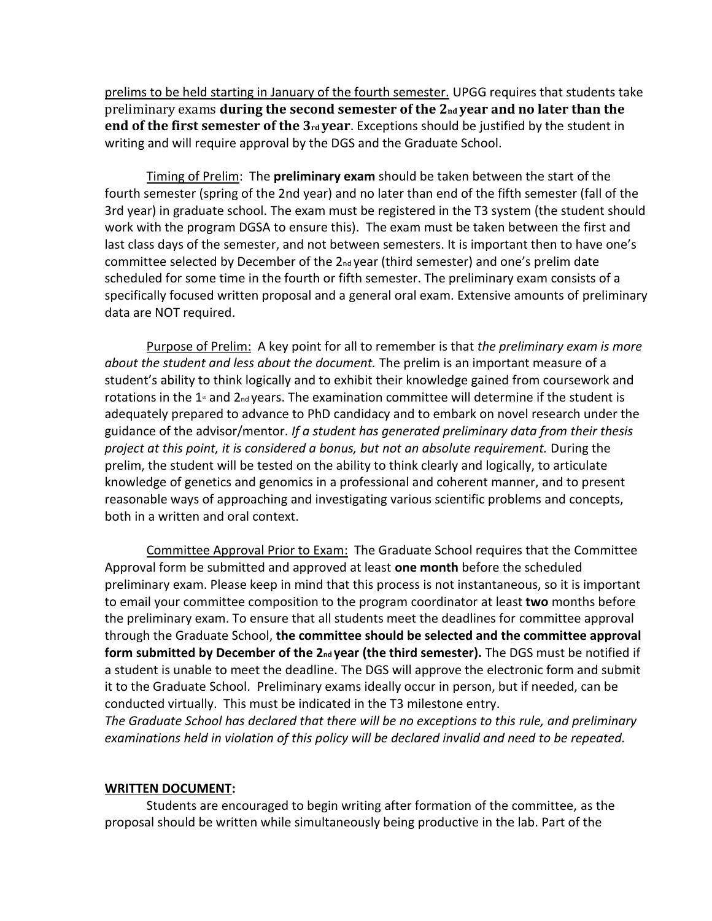prelims to be held starting in January of the fourth semester. UPGG requires that students take preliminary exams **during the second semester of the 2nd year and no later than the end of the first semester of the 3rd year**. Exceptions should be justified by the student in writing and will require approval by the DGS and the Graduate School.

Timing of Prelim: The **preliminary exam** should be taken between the start of the fourth semester (spring of the 2nd year) and no later than end of the fifth semester (fall of the 3rd year) in graduate school. The exam must be registered in the T3 system (the student should work with the program DGSA to ensure this). The exam must be taken between the first and last class days of the semester, and not between semesters. It is important then to have one's committee selected by December of the 2nd year (third semester) and one's prelim date scheduled for some time in the fourth or fifth semester. The preliminary exam consists of a specifically focused written proposal and a general oral exam. Extensive amounts of preliminary data are NOT required.

Purpose of Prelim: A key point for all to remember is that *the preliminary exam is more about the student and less about the document.* The prelim is an important measure of a student's ability to think logically and to exhibit their knowledge gained from coursework and rotations in the 1st and 2nd years. The examination committee will determine if the student is adequately prepared to advance to PhD candidacy and to embark on novel research under the guidance of the advisor/mentor. *If a student has generated preliminary data from their thesis project at this point, it is considered a bonus, but not an absolute requirement.* During the prelim, the student will be tested on the ability to think clearly and logically, to articulate knowledge of genetics and genomics in a professional and coherent manner, and to present reasonable ways of approaching and investigating various scientific problems and concepts, both in a written and oral context.

Committee Approval Prior to Exam: The Graduate School requires that the Committee Approval form be submitted and approved at least **one month** before the scheduled preliminary exam. Please keep in mind that this process is not instantaneous, so it is important to email your committee composition to the program coordinator at least **two** months before the preliminary exam. To ensure that all students meet the deadlines for committee approval through the Graduate School, **the committee should be selected and the committee approval form submitted by December of the 2nd year (the third semester).** The DGS must be notified if a student is unable to meet the deadline. The DGS will approve the electronic form and submit it to the Graduate School. Preliminary exams ideally occur in person, but if needed, can be conducted virtually. This must be indicated in the T3 milestone entry.
*The Graduate School has declared that there will be no exceptions to this rule, and preliminary examinations held in violation of this policy will be declared invalid and need to be repeated.*

**WRITTEN DOCUMENT:**

Students are encouraged to begin writing after formation of the committee, as the proposal should be written while simultaneously being productive in the lab. Part of the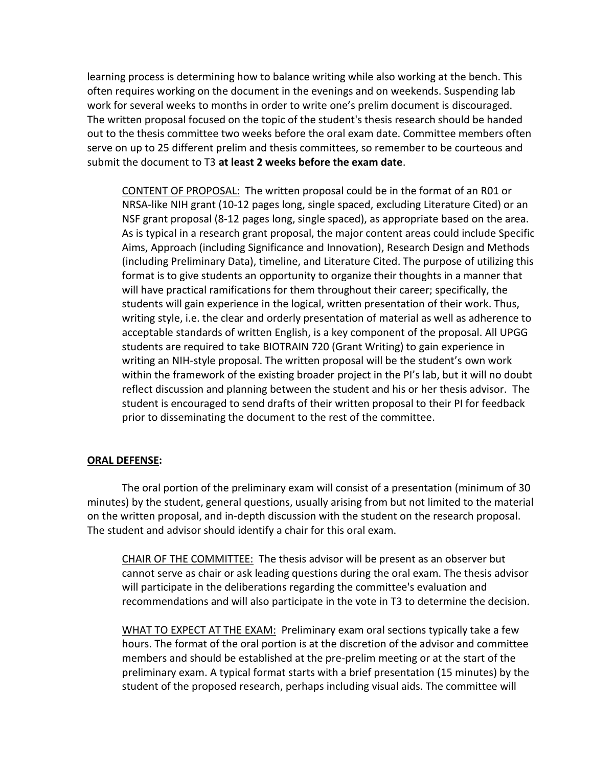learning process is determining how to balance writing while also working at the bench. This often requires working on the document in the evenings and on weekends. Suspending lab work for several weeks to months in order to write one's prelim document is discouraged. The written proposal focused on the topic of the student's thesis research should be handed out to the thesis committee two weeks before the oral exam date. Committee members often serve on up to 25 different prelim and thesis committees, so remember to be courteous and submit the document to T3 **at least 2 weeks before the exam date**.

> CONTENT OF PROPOSAL: The written proposal could be in the format of an R01 or NRSA-like NIH grant (10-12 pages long, single spaced, excluding Literature Cited) or an NSF grant proposal (8-12 pages long, single spaced), as appropriate based on the area. As is typical in a research grant proposal, the major content areas could include Specific Aims, Approach (including Significance and Innovation), Research Design and Methods (including Preliminary Data), timeline, and Literature Cited. The purpose of utilizing this format is to give students an opportunity to organize their thoughts in a manner that will have practical ramifications for them throughout their career; specifically, the students will gain experience in the logical, written presentation of their work. Thus, writing style, i.e. the clear and orderly presentation of material as well as adherence to acceptable standards of written English, is a key component of the proposal. All UPGG students are required to take BIOTRAIN 720 (Grant Writing) to gain experience in writing an NIH-style proposal. The written proposal will be the student's own work within the framework of the existing broader project in the PI's lab, but it will no doubt reflect discussion and planning between the student and his or her thesis advisor. The student is encouraged to send drafts of their written proposal to their PI for feedback prior to disseminating the document to the rest of the committee.

**ORAL DEFENSE:**

The oral portion of the preliminary exam will consist of a presentation (minimum of 30 minutes) by the student, general questions, usually arising from but not limited to the material on the written proposal, and in-depth discussion with the student on the research proposal. The student and advisor should identify a chair for this oral exam.

> CHAIR OF THE COMMITTEE: The thesis advisor will be present as an observer but cannot serve as chair or ask leading questions during the oral exam. The thesis advisor will participate in the deliberations regarding the committee's evaluation and recommendations and will also participate in the vote in T3 to determine the decision.

> WHAT TO EXPECT AT THE EXAM: Preliminary exam oral sections typically take a few hours. The format of the oral portion is at the discretion of the advisor and committee members and should be established at the pre-prelim meeting or at the start of the preliminary exam. A typical format starts with a brief presentation (15 minutes) by the student of the proposed research, perhaps including visual aids. The committee will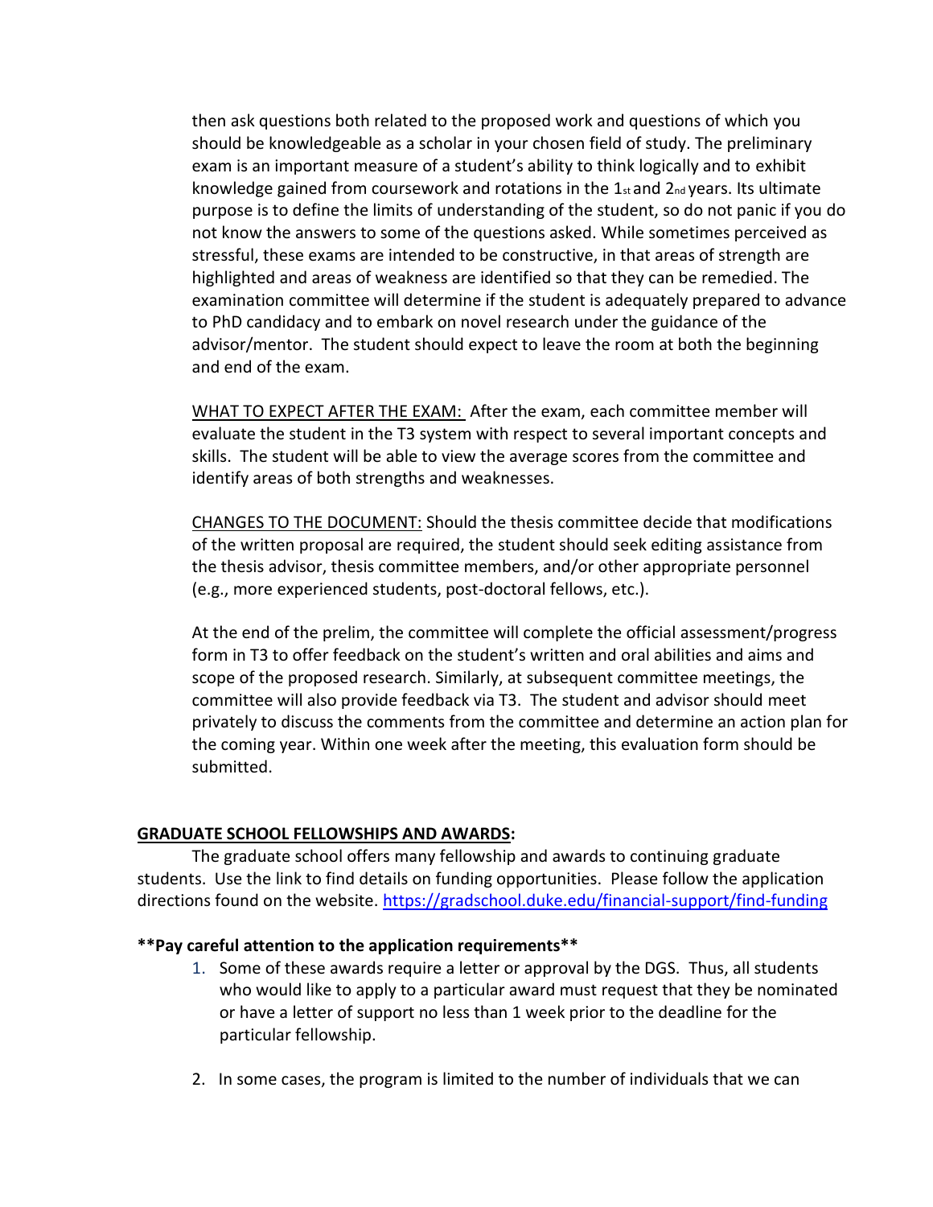then ask questions both related to the proposed work and questions of which you should be knowledgeable as a scholar in your chosen field of study. The preliminary exam is an important measure of a student's ability to think logically and to exhibit knowledge gained from coursework and rotations in the 1st and 2nd years. Its ultimate purpose is to define the limits of understanding of the student, so do not panic if you do not know the answers to some of the questions asked. While sometimes perceived as stressful, these exams are intended to be constructive, in that areas of strength are highlighted and areas of weakness are identified so that they can be remedied. The examination committee will determine if the student is adequately prepared to advance to PhD candidacy and to embark on novel research under the guidance of the advisor/mentor. The student should expect to leave the room at both the beginning and end of the exam.

WHAT TO EXPECT AFTER THE EXAM: After the exam, each committee member will evaluate the student in the T3 system with respect to several important concepts and skills. The student will be able to view the average scores from the committee and identify areas of both strengths and weaknesses.

CHANGES TO THE DOCUMENT: Should the thesis committee decide that modifications of the written proposal are required, the student should seek editing assistance from the thesis advisor, thesis committee members, and/or other appropriate personnel (e.g., more experienced students, post-doctoral fellows, etc.).

At the end of the prelim, the committee will complete the official assessment/progress form in T3 to offer feedback on the student's written and oral abilities and aims and scope of the proposed research. Similarly, at subsequent committee meetings, the committee will also provide feedback via T3. The student and advisor should meet privately to discuss the comments from the committee and determine an action plan for the coming year. Within one week after the meeting, this evaluation form should be submitted.

**GRADUATE SCHOOL FELLOWSHIPS AND AWARDS:**

The graduate school offers many fellowship and awards to continuing graduate students. Use the link to find details on funding opportunities. Please follow the application directions found on the website. https://gradschool.duke.edu/financial-support/find-funding

**\*\*Pay careful attention to the application requirements\*\***

1. Some of these awards require a letter or approval by the DGS. Thus, all students who would like to apply to a particular award must request that they be nominated or have a letter of support no less than 1 week prior to the deadline for the particular fellowship.

2. In some cases, the program is limited to the number of individuals that we can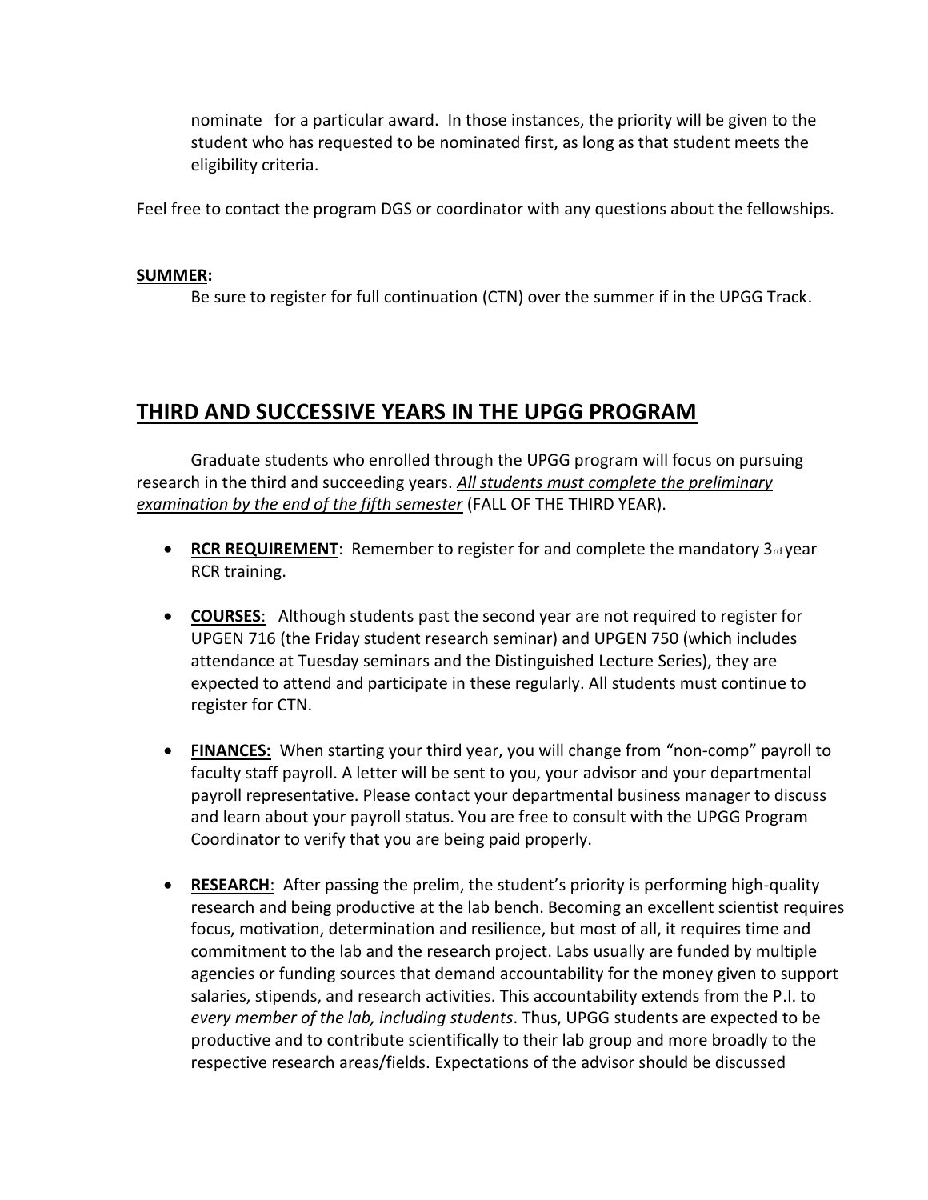nominate for a particular award. In those instances, the priority will be given to the student who has requested to be nominated first, as long as that student meets the eligibility criteria.

Feel free to contact the program DGS or coordinator with any questions about the fellowships.

**SUMMER:**

Be sure to register for full continuation (CTN) over the summer if in the UPGG Track.

## THIRD AND SUCCESSIVE YEARS IN THE UPGG PROGRAM

Graduate students who enrolled through the UPGG program will focus on pursuing research in the third and succeeding years. ***All students must complete the preliminary examination by the end of the fifth semester*** (FALL OF THE THIRD YEAR).

- **RCR REQUIREMENT**: Remember to register for and complete the mandatory 3rd year RCR training.
- **COURSES**: Although students past the second year are not required to register for UPGEN 716 (the Friday student research seminar) and UPGEN 750 (which includes attendance at Tuesday seminars and the Distinguished Lecture Series), they are expected to attend and participate in these regularly. All students must continue to register for CTN.
- **FINANCES:** When starting your third year, you will change from "non-comp" payroll to faculty staff payroll. A letter will be sent to you, your advisor and your departmental payroll representative. Please contact your departmental business manager to discuss and learn about your payroll status. You are free to consult with the UPGG Program Coordinator to verify that you are being paid properly.
- **RESEARCH**: After passing the prelim, the student's priority is performing high-quality research and being productive at the lab bench. Becoming an excellent scientist requires focus, motivation, determination and resilience, but most of all, it requires time and commitment to the lab and the research project. Labs usually are funded by multiple agencies or funding sources that demand accountability for the money given to support salaries, stipends, and research activities. This accountability extends from the P.I. to *every member of the lab, including students*. Thus, UPGG students are expected to be productive and to contribute scientifically to their lab group and more broadly to the respective research areas/fields. Expectations of the advisor should be discussed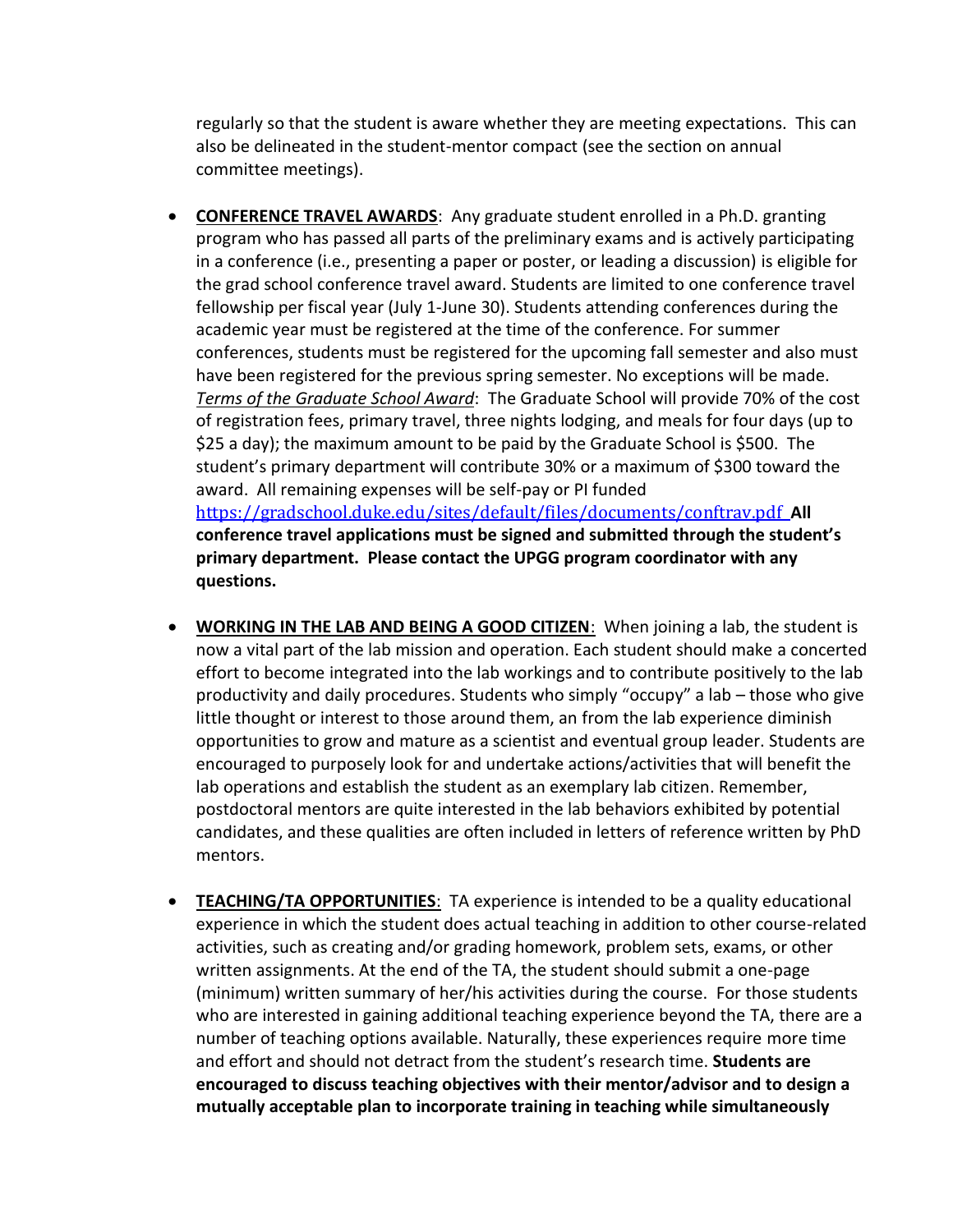regularly so that the student is aware whether they are meeting expectations. This can also be delineated in the student-mentor compact (see the section on annual committee meetings).

- **CONFERENCE TRAVEL AWARDS**: Any graduate student enrolled in a Ph.D. granting program who has passed all parts of the preliminary exams and is actively participating in a conference (i.e., presenting a paper or poster, or leading a discussion) is eligible for the grad school conference travel award. Students are limited to one conference travel fellowship per fiscal year (July 1-June 30). Students attending conferences during the academic year must be registered at the time of the conference. For summer conferences, students must be registered for the upcoming fall semester and also must have been registered for the previous spring semester. No exceptions will be made. *Terms of the Graduate School Award*: The Graduate School will provide 70% of the cost of registration fees, primary travel, three nights lodging, and meals for four days (up to $25 a day); the maximum amount to be paid by the Graduate School is $500. The student's primary department will contribute 30% or a maximum of $300 toward the award. All remaining expenses will be self-pay or PI funded https://gradschool.duke.edu/sites/default/files/documents/conftrav.pdf **All conference travel applications must be signed and submitted through the student's primary department. Please contact the UPGG program coordinator with any questions.**

- **WORKING IN THE LAB AND BEING A GOOD CITIZEN**: When joining a lab, the student is now a vital part of the lab mission and operation. Each student should make a concerted effort to become integrated into the lab workings and to contribute positively to the lab productivity and daily procedures. Students who simply "occupy" a lab – those who give little thought or interest to those around them, an from the lab experience diminish opportunities to grow and mature as a scientist and eventual group leader. Students are encouraged to purposely look for and undertake actions/activities that will benefit the lab operations and establish the student as an exemplary lab citizen. Remember, postdoctoral mentors are quite interested in the lab behaviors exhibited by potential candidates, and these qualities are often included in letters of reference written by PhD mentors.

- **TEACHING/TA OPPORTUNITIES**: TA experience is intended to be a quality educational experience in which the student does actual teaching in addition to other course-related activities, such as creating and/or grading homework, problem sets, exams, or other written assignments. At the end of the TA, the student should submit a one-page (minimum) written summary of her/his activities during the course. For those students who are interested in gaining additional teaching experience beyond the TA, there are a number of teaching options available. Naturally, these experiences require more time and effort and should not detract from the student's research time. **Students are encouraged to discuss teaching objectives with their mentor/advisor and to design a mutually acceptable plan to incorporate training in teaching while simultaneously**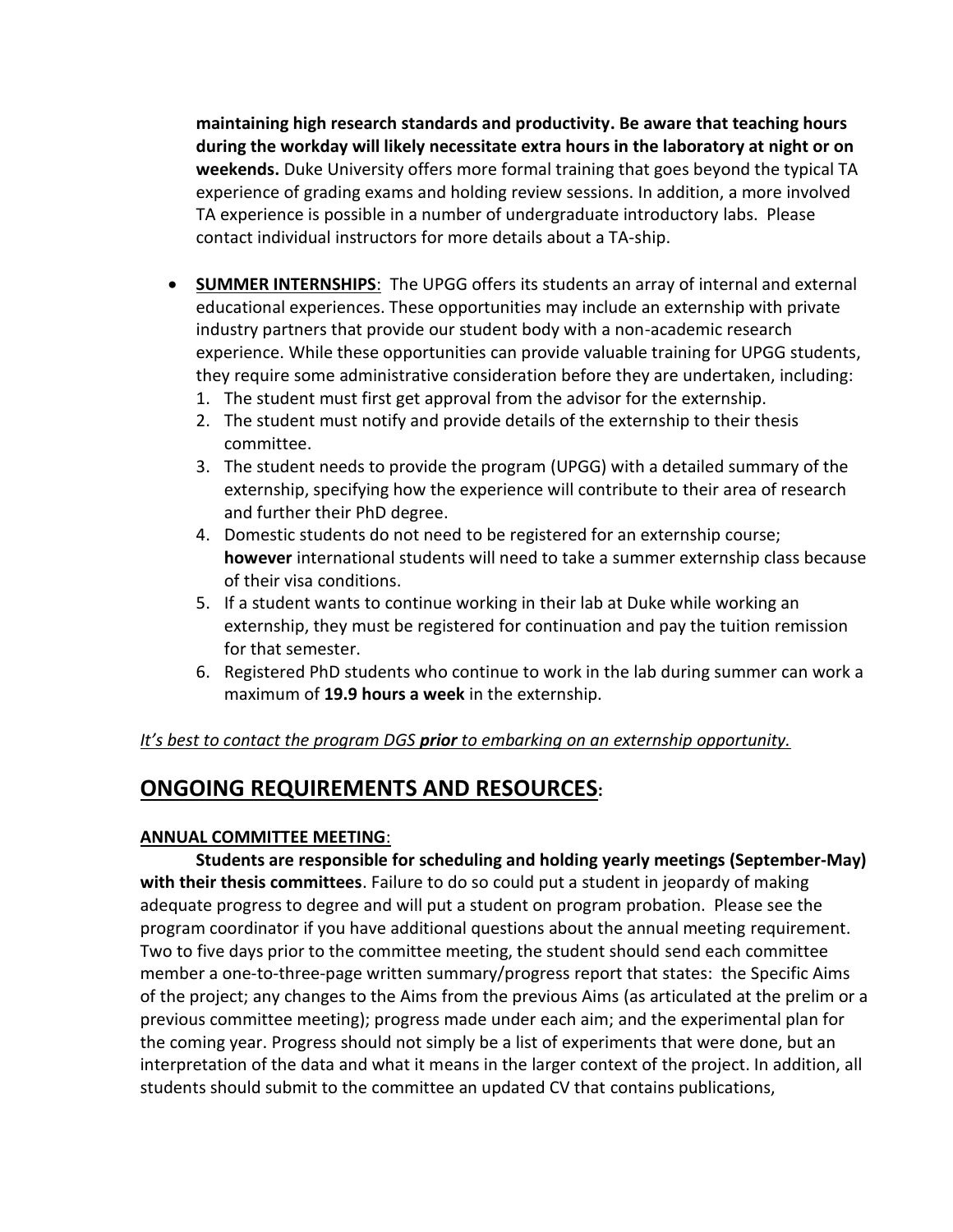**maintaining high research standards and productivity. Be aware that teaching hours during the workday will likely necessitate extra hours in the laboratory at night or on weekends.** Duke University offers more formal training that goes beyond the typical TA experience of grading exams and holding review sessions. In addition, a more involved TA experience is possible in a number of undergraduate introductory labs. Please contact individual instructors for more details about a TA-ship.

- **SUMMER INTERNSHIPS**: The UPGG offers its students an array of internal and external educational experiences. These opportunities may include an externship with private industry partners that provide our student body with a non-academic research experience. While these opportunities can provide valuable training for UPGG students, they require some administrative consideration before they are undertaken, including:
  1. The student must first get approval from the advisor for the externship.
  2. The student must notify and provide details of the externship to their thesis committee.
  3. The student needs to provide the program (UPGG) with a detailed summary of the externship, specifying how the experience will contribute to their area of research and further their PhD degree.
  4. Domestic students do not need to be registered for an externship course; **however** international students will need to take a summer externship class because of their visa conditions.
  5. If a student wants to continue working in their lab at Duke while working an externship, they must be registered for continuation and pay the tuition remission for that semester.
  6. Registered PhD students who continue to work in the lab during summer can work a maximum of **19.9 hours a week** in the externship.

*It's best to contact the program DGS **prior** to embarking on an externship opportunity.*

## ONGOING REQUIREMENTS AND RESOURCES:

### ANNUAL COMMITTEE MEETING:

**Students are responsible for scheduling and holding yearly meetings (September-May) with their thesis committees**. Failure to do so could put a student in jeopardy of making adequate progress to degree and will put a student on program probation. Please see the program coordinator if you have additional questions about the annual meeting requirement. Two to five days prior to the committee meeting, the student should send each committee member a one-to-three-page written summary/progress report that states: the Specific Aims of the project; any changes to the Aims from the previous Aims (as articulated at the prelim or a previous committee meeting); progress made under each aim; and the experimental plan for the coming year. Progress should not simply be a list of experiments that were done, but an interpretation of the data and what it means in the larger context of the project. In addition, all students should submit to the committee an updated CV that contains publications,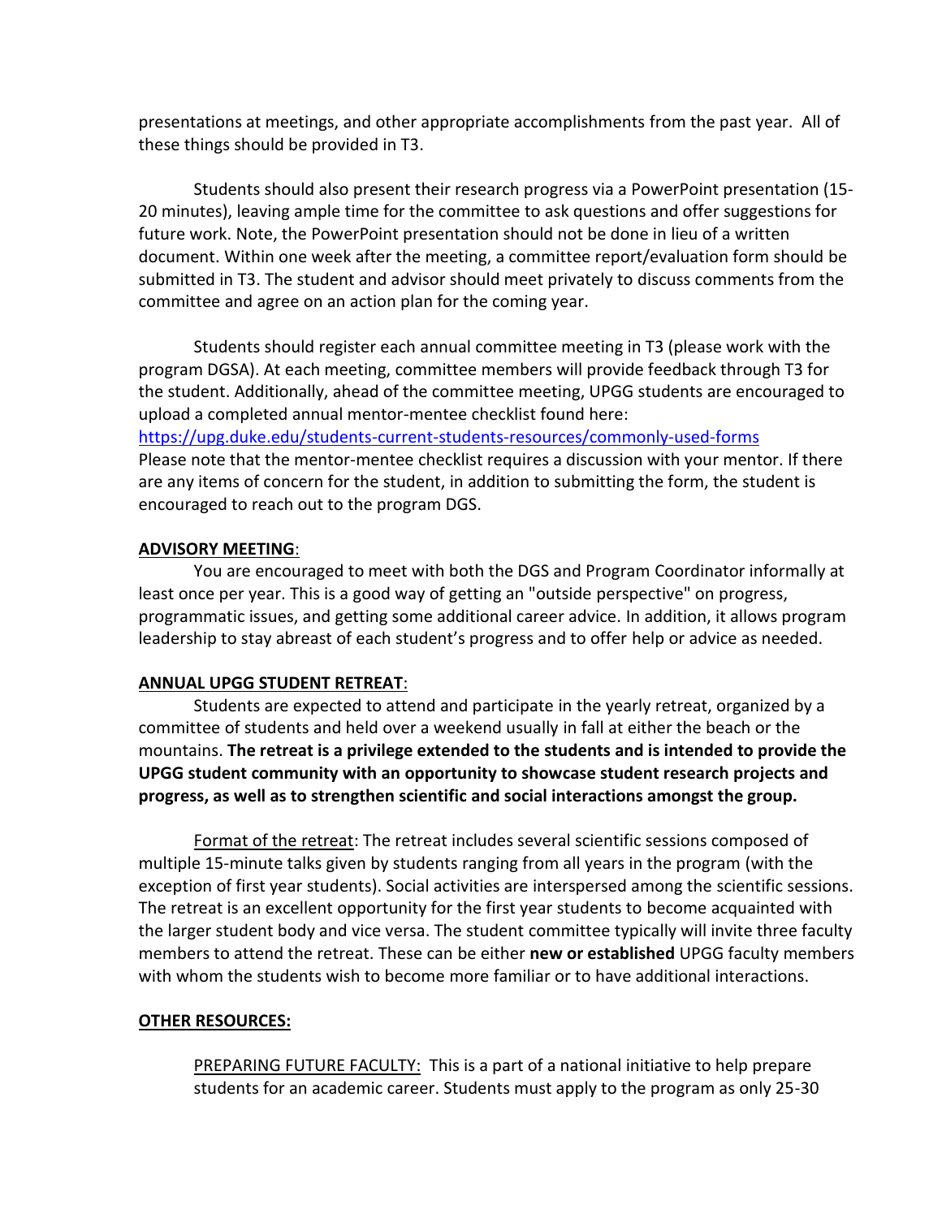presentations at meetings, and other appropriate accomplishments from the past year. All of these things should be provided in T3.

Students should also present their research progress via a PowerPoint presentation (15-20 minutes), leaving ample time for the committee to ask questions and offer suggestions for future work. Note, the PowerPoint presentation should not be done in lieu of a written document. Within one week after the meeting, a committee report/evaluation form should be submitted in T3. The student and advisor should meet privately to discuss comments from the committee and agree on an action plan for the coming year.

Students should register each annual committee meeting in T3 (please work with the program DGSA). At each meeting, committee members will provide feedback through T3 for the student. Additionally, ahead of the committee meeting, UPGG students are encouraged to upload a completed annual mentor-mentee checklist found here: https://upg.duke.edu/students-current-students-resources/commonly-used-forms
Please note that the mentor-mentee checklist requires a discussion with your mentor. If there are any items of concern for the student, in addition to submitting the form, the student is encouraged to reach out to the program DGS.

**ADVISORY MEETING**:

You are encouraged to meet with both the DGS and Program Coordinator informally at least once per year. This is a good way of getting an "outside perspective" on progress, programmatic issues, and getting some additional career advice. In addition, it allows program leadership to stay abreast of each student's progress and to offer help or advice as needed.

**ANNUAL UPGG STUDENT RETREAT**:

Students are expected to attend and participate in the yearly retreat, organized by a committee of students and held over a weekend usually in fall at either the beach or the mountains. **The retreat is a privilege extended to the students and is intended to provide the UPGG student community with an opportunity to showcase student research projects and progress, as well as to strengthen scientific and social interactions amongst the group.**

Format of the retreat: The retreat includes several scientific sessions composed of multiple 15-minute talks given by students ranging from all years in the program (with the exception of first year students). Social activities are interspersed among the scientific sessions. The retreat is an excellent opportunity for the first year students to become acquainted with the larger student body and vice versa. The student committee typically will invite three faculty members to attend the retreat. These can be either **new or established** UPGG faculty members with whom the students wish to become more familiar or to have additional interactions.

**OTHER RESOURCES:**

PREPARING FUTURE FACULTY: This is a part of a national initiative to help prepare students for an academic career. Students must apply to the program as only 25-30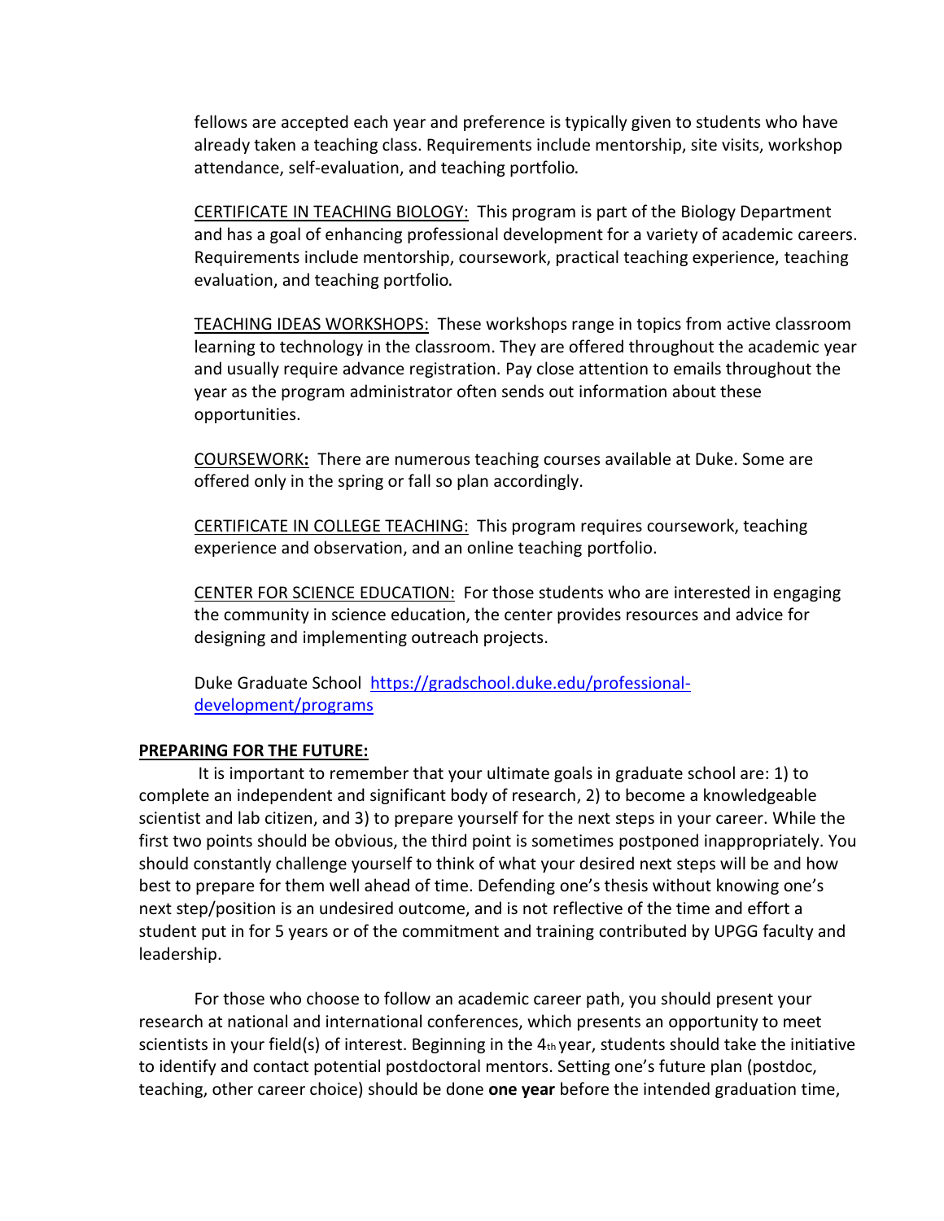fellows are accepted each year and preference is typically given to students who have already taken a teaching class. Requirements include mentorship, site visits, workshop attendance, self-evaluation, and teaching portfolio.

<u>CERTIFICATE IN TEACHING BIOLOGY:</u> This program is part of the Biology Department and has a goal of enhancing professional development for a variety of academic careers. Requirements include mentorship, coursework, practical teaching experience, teaching evaluation, and teaching portfolio.

<u>TEACHING IDEAS WORKSHOPS:</u> These workshops range in topics from active classroom learning to technology in the classroom. They are offered throughout the academic year and usually require advance registration. Pay close attention to emails throughout the year as the program administrator often sends out information about these opportunities.

<u>COURSEWORK</u>**:** There are numerous teaching courses available at Duke. Some are offered only in the spring or fall so plan accordingly.

<u>CERTIFICATE IN COLLEGE TEACHING:</u> This program requires coursework, teaching experience and observation, and an online teaching portfolio.

<u>CENTER FOR SCIENCE EDUCATION:</u> For those students who are interested in engaging the community in science education, the center provides resources and advice for designing and implementing outreach projects.

Duke Graduate School [https://gradschool.duke.edu/professional-development/programs](https://gradschool.duke.edu/professional-development/programs)

**PREPARING FOR THE FUTURE:**

It is important to remember that your ultimate goals in graduate school are: 1) to complete an independent and significant body of research, 2) to become a knowledgeable scientist and lab citizen, and 3) to prepare yourself for the next steps in your career. While the first two points should be obvious, the third point is sometimes postponed inappropriately. You should constantly challenge yourself to think of what your desired next steps will be and how best to prepare for them well ahead of time. Defending one's thesis without knowing one's next step/position is an undesired outcome, and is not reflective of the time and effort a student put in for 5 years or of the commitment and training contributed by UPGG faculty and leadership.

For those who choose to follow an academic career path, you should present your research at national and international conferences, which presents an opportunity to meet scientists in your field(s) of interest. Beginning in the 4th year, students should take the initiative to identify and contact potential postdoctoral mentors. Setting one's future plan (postdoc, teaching, other career choice) should be done **one year** before the intended graduation time,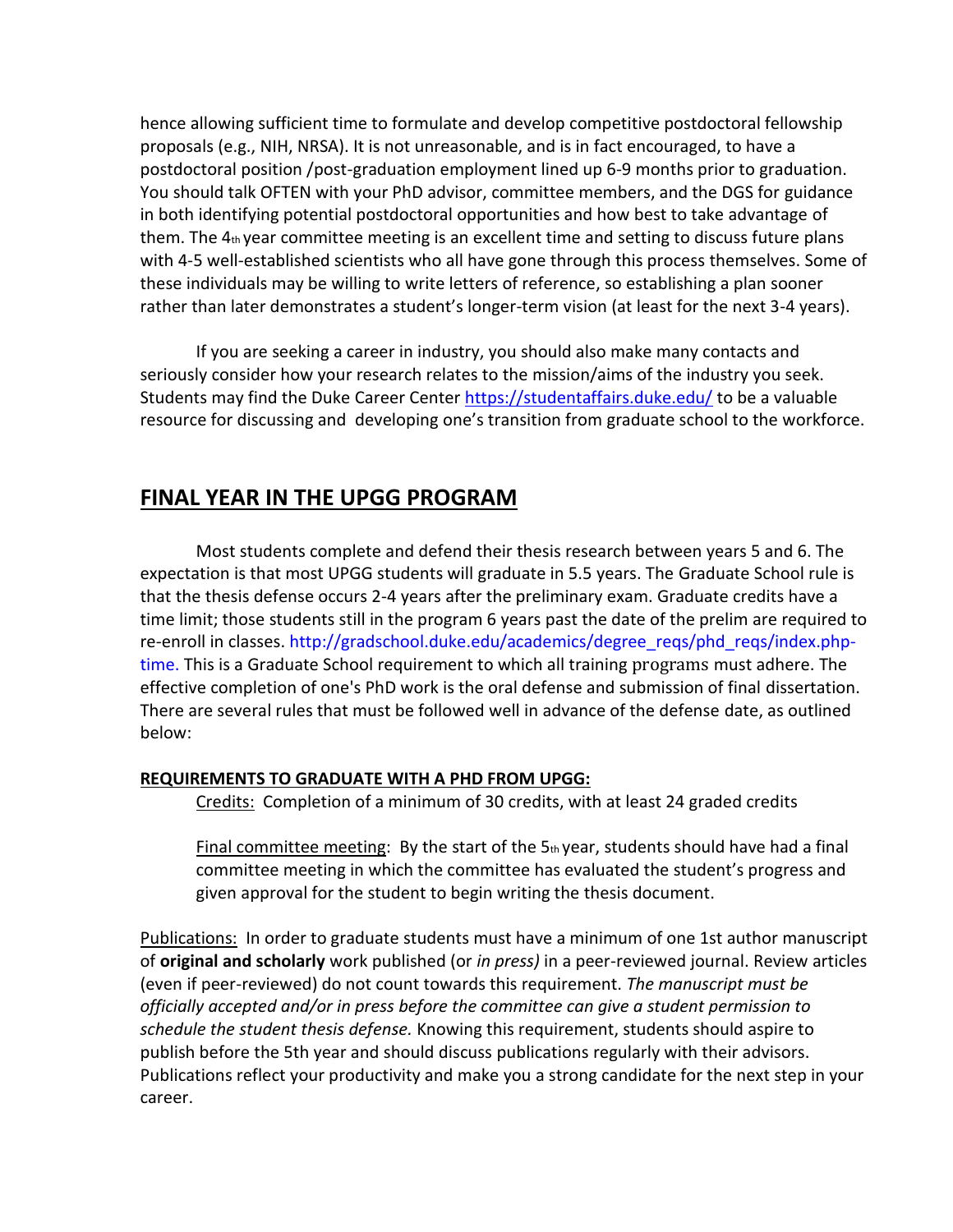hence allowing sufficient time to formulate and develop competitive postdoctoral fellowship proposals (e.g., NIH, NRSA). It is not unreasonable, and is in fact encouraged, to have a postdoctoral position /post-graduation employment lined up 6-9 months prior to graduation. You should talk OFTEN with your PhD advisor, committee members, and the DGS for guidance in both identifying potential postdoctoral opportunities and how best to take advantage of them. The 4th year committee meeting is an excellent time and setting to discuss future plans with 4-5 well-established scientists who all have gone through this process themselves. Some of these individuals may be willing to write letters of reference, so establishing a plan sooner rather than later demonstrates a student's longer-term vision (at least for the next 3-4 years).

If you are seeking a career in industry, you should also make many contacts and seriously consider how your research relates to the mission/aims of the industry you seek. Students may find the Duke Career Center https://studentaffairs.duke.edu/ to be a valuable resource for discussing and developing one's transition from graduate school to the workforce.

## FINAL YEAR IN THE UPGG PROGRAM

Most students complete and defend their thesis research between years 5 and 6. The expectation is that most UPGG students will graduate in 5.5 years. The Graduate School rule is that the thesis defense occurs 2-4 years after the preliminary exam. Graduate credits have a time limit; those students still in the program 6 years past the date of the prelim are required to re-enroll in classes. http://gradschool.duke.edu/academics/degree_reqs/phd_reqs/index.php-time. This is a Graduate School requirement to which all training programs must adhere. The effective completion of one's PhD work is the oral defense and submission of final dissertation. There are several rules that must be followed well in advance of the defense date, as outlined below:

**REQUIREMENTS TO GRADUATE WITH A PHD FROM UPGG:**

Credits: Completion of a minimum of 30 credits, with at least 24 graded credits

Final committee meeting: By the start of the 5th year, students should have had a final committee meeting in which the committee has evaluated the student's progress and given approval for the student to begin writing the thesis document.

Publications: In order to graduate students must have a minimum of one 1st author manuscript of **original and scholarly** work published (or *in press)* in a peer-reviewed journal. Review articles (even if peer-reviewed) do not count towards this requirement. *The manuscript must be officially accepted and/or in press before the committee can give a student permission to schedule the student thesis defense.* Knowing this requirement, students should aspire to publish before the 5th year and should discuss publications regularly with their advisors. Publications reflect your productivity and make you a strong candidate for the next step in your career.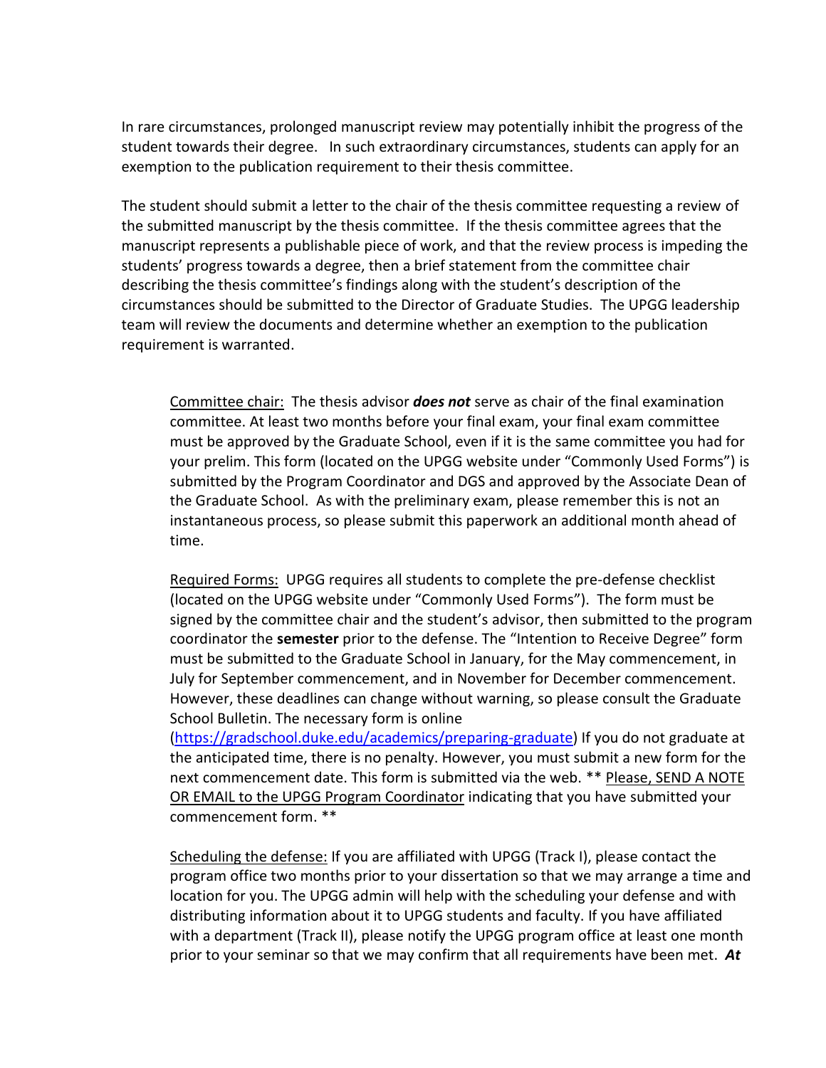In rare circumstances, prolonged manuscript review may potentially inhibit the progress of the student towards their degree. In such extraordinary circumstances, students can apply for an exemption to the publication requirement to their thesis committee.

The student should submit a letter to the chair of the thesis committee requesting a review of the submitted manuscript by the thesis committee. If the thesis committee agrees that the manuscript represents a publishable piece of work, and that the review process is impeding the students' progress towards a degree, then a brief statement from the committee chair describing the thesis committee's findings along with the student's description of the circumstances should be submitted to the Director of Graduate Studies. The UPGG leadership team will review the documents and determine whether an exemption to the publication requirement is warranted.

> <u>Committee chair:</u> The thesis advisor ***does not*** serve as chair of the final examination committee. At least two months before your final exam, your final exam committee must be approved by the Graduate School, even if it is the same committee you had for your prelim. This form (located on the UPGG website under "Commonly Used Forms") is submitted by the Program Coordinator and DGS and approved by the Associate Dean of the Graduate School. As with the preliminary exam, please remember this is not an instantaneous process, so please submit this paperwork an additional month ahead of time.
>
> <u>Required Forms:</u> UPGG requires all students to complete the pre-defense checklist (located on the UPGG website under "Commonly Used Forms"). The form must be signed by the committee chair and the student's advisor, then submitted to the program coordinator the **semester** prior to the defense. The "Intention to Receive Degree" form must be submitted to the Graduate School in January, for the May commencement, in July for September commencement, and in November for December commencement. However, these deadlines can change without warning, so please consult the Graduate School Bulletin. The necessary form is online ([https://gradschool.duke.edu/academics/preparing-graduate](https://gradschool.duke.edu/academics/preparing-graduate)) If you do not graduate at the anticipated time, there is no penalty. However, you must submit a new form for the next commencement date. This form is submitted via the web. ** <u>Please, SEND A NOTE OR EMAIL to the UPGG Program Coordinator</u> indicating that you have submitted your commencement form. **
>
> <u>Scheduling the defense:</u> If you are affiliated with UPGG (Track I), please contact the program office two months prior to your dissertation so that we may arrange a time and location for you. The UPGG admin will help with the scheduling your defense and with distributing information about it to UPGG students and faculty. If you have affiliated with a department (Track II), please notify the UPGG program office at least one month prior to your seminar so that we may confirm that all requirements have been met. ***At***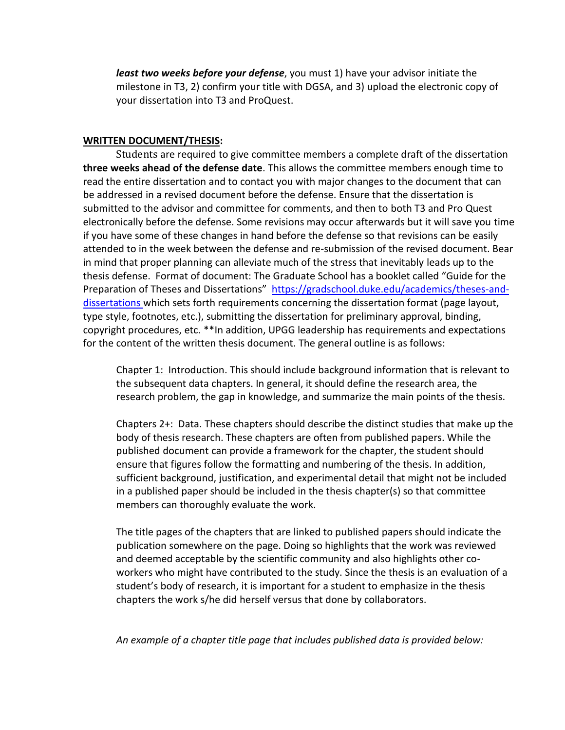***least two weeks before your defense***, you must 1) have your advisor initiate the milestone in T3, 2) confirm your title with DGSA, and 3) upload the electronic copy of your dissertation into T3 and ProQuest.

**WRITTEN DOCUMENT/THESIS:**

Students are required to give committee members a complete draft of the dissertation **three weeks ahead of the defense date**. This allows the committee members enough time to read the entire dissertation and to contact you with major changes to the document that can be addressed in a revised document before the defense. Ensure that the dissertation is submitted to the advisor and committee for comments, and then to both T3 and Pro Quest electronically before the defense. Some revisions may occur afterwards but it will save you time if you have some of these changes in hand before the defense so that revisions can be easily attended to in the week between the defense and re-submission of the revised document. Bear in mind that proper planning can alleviate much of the stress that inevitably leads up to the thesis defense. Format of document: The Graduate School has a booklet called "Guide for the Preparation of Theses and Dissertations" https://gradschool.duke.edu/academics/theses-and-dissertations which sets forth requirements concerning the dissertation format (page layout, type style, footnotes, etc.), submitting the dissertation for preliminary approval, binding, copyright procedures, etc. **In addition, UPGG leadership has requirements and expectations for the content of the written thesis document. The general outline is as follows:

Chapter 1: Introduction. This should include background information that is relevant to the subsequent data chapters. In general, it should define the research area, the research problem, the gap in knowledge, and summarize the main points of the thesis.

Chapters 2+: Data. These chapters should describe the distinct studies that make up the body of thesis research. These chapters are often from published papers. While the published document can provide a framework for the chapter, the student should ensure that figures follow the formatting and numbering of the thesis. In addition, sufficient background, justification, and experimental detail that might not be included in a published paper should be included in the thesis chapter(s) so that committee members can thoroughly evaluate the work.

The title pages of the chapters that are linked to published papers should indicate the publication somewhere on the page. Doing so highlights that the work was reviewed and deemed acceptable by the scientific community and also highlights other co-workers who might have contributed to the study. Since the thesis is an evaluation of a student's body of research, it is important for a student to emphasize in the thesis chapters the work s/he did herself versus that done by collaborators.

*An example of a chapter title page that includes published data is provided below:*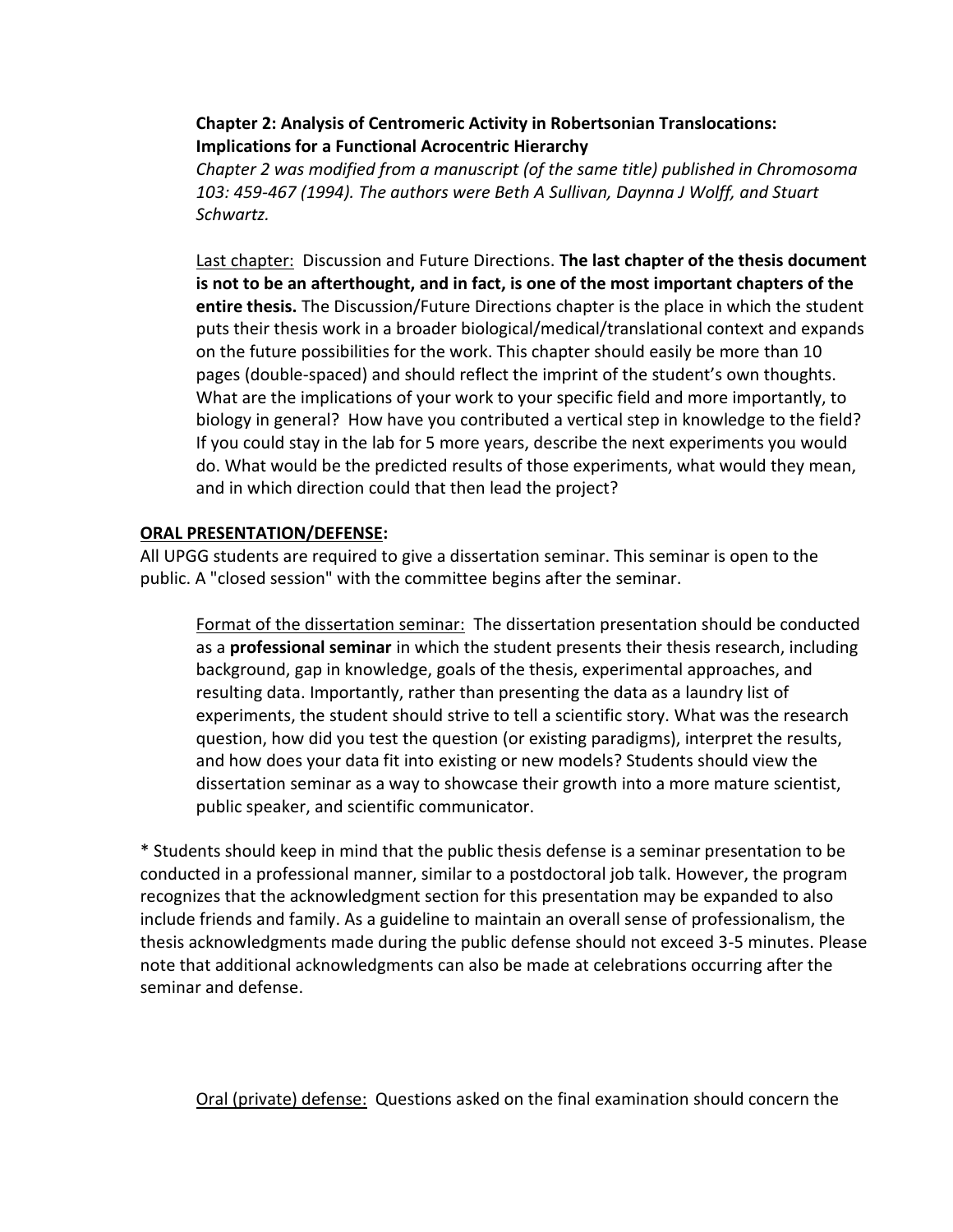**Chapter 2: Analysis of Centromeric Activity in Robertsonian Translocations: Implications for a Functional Acrocentric Hierarchy**

*Chapter 2 was modified from a manuscript (of the same title) published in Chromosoma 103: 459-467 (1994). The authors were Beth A Sullivan, Daynna J Wolff, and Stuart Schwartz.*

Last chapter: Discussion and Future Directions. **The last chapter of the thesis document is not to be an afterthought, and in fact, is one of the most important chapters of the entire thesis.** The Discussion/Future Directions chapter is the place in which the student puts their thesis work in a broader biological/medical/translational context and expands on the future possibilities for the work. This chapter should easily be more than 10 pages (double-spaced) and should reflect the imprint of the student's own thoughts. What are the implications of your work to your specific field and more importantly, to biology in general? How have you contributed a vertical step in knowledge to the field? If you could stay in the lab for 5 more years, describe the next experiments you would do. What would be the predicted results of those experiments, what would they mean, and in which direction could that then lead the project?

## ORAL PRESENTATION/DEFENSE:

All UPGG students are required to give a dissertation seminar. This seminar is open to the public. A "closed session" with the committee begins after the seminar.

Format of the dissertation seminar: The dissertation presentation should be conducted as a **professional seminar** in which the student presents their thesis research, including background, gap in knowledge, goals of the thesis, experimental approaches, and resulting data. Importantly, rather than presenting the data as a laundry list of experiments, the student should strive to tell a scientific story. What was the research question, how did you test the question (or existing paradigms), interpret the results, and how does your data fit into existing or new models? Students should view the dissertation seminar as a way to showcase their growth into a more mature scientist, public speaker, and scientific communicator.

* Students should keep in mind that the public thesis defense is a seminar presentation to be conducted in a professional manner, similar to a postdoctoral job talk. However, the program recognizes that the acknowledgment section for this presentation may be expanded to also include friends and family. As a guideline to maintain an overall sense of professionalism, the thesis acknowledgments made during the public defense should not exceed 3-5 minutes. Please note that additional acknowledgments can also be made at celebrations occurring after the seminar and defense.

Oral (private) defense: Questions asked on the final examination should concern the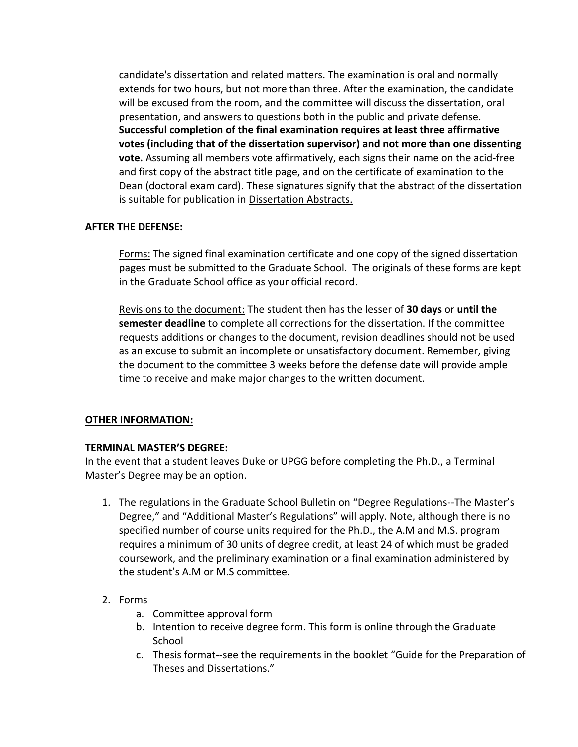candidate's dissertation and related matters. The examination is oral and normally extends for two hours, but not more than three. After the examination, the candidate will be excused from the room, and the committee will discuss the dissertation, oral presentation, and answers to questions both in the public and private defense. **Successful completion of the final examination requires at least three affirmative votes (including that of the dissertation supervisor) and not more than one dissenting vote.** Assuming all members vote affirmatively, each signs their name on the acid-free and first copy of the abstract title page, and on the certificate of examination to the Dean (doctoral exam card). These signatures signify that the abstract of the dissertation is suitable for publication in Dissertation Abstracts.

**AFTER THE DEFENSE:**

Forms: The signed final examination certificate and one copy of the signed dissertation pages must be submitted to the Graduate School. The originals of these forms are kept in the Graduate School office as your official record.

Revisions to the document: The student then has the lesser of **30 days** or **until the semester deadline** to complete all corrections for the dissertation. If the committee requests additions or changes to the document, revision deadlines should not be used as an excuse to submit an incomplete or unsatisfactory document. Remember, giving the document to the committee 3 weeks before the defense date will provide ample time to receive and make major changes to the written document.

**OTHER INFORMATION:**

**TERMINAL MASTER'S DEGREE:**

In the event that a student leaves Duke or UPGG before completing the Ph.D., a Terminal Master's Degree may be an option.

1. The regulations in the Graduate School Bulletin on "Degree Regulations--The Master's Degree," and "Additional Master's Regulations" will apply. Note, although there is no specified number of course units required for the Ph.D., the A.M and M.S. program requires a minimum of 30 units of degree credit, at least 24 of which must be graded coursework, and the preliminary examination or a final examination administered by the student's A.M or M.S committee.

2. Forms
   a. Committee approval form
   b. Intention to receive degree form. This form is online through the Graduate School
   c. Thesis format--see the requirements in the booklet "Guide for the Preparation of Theses and Dissertations."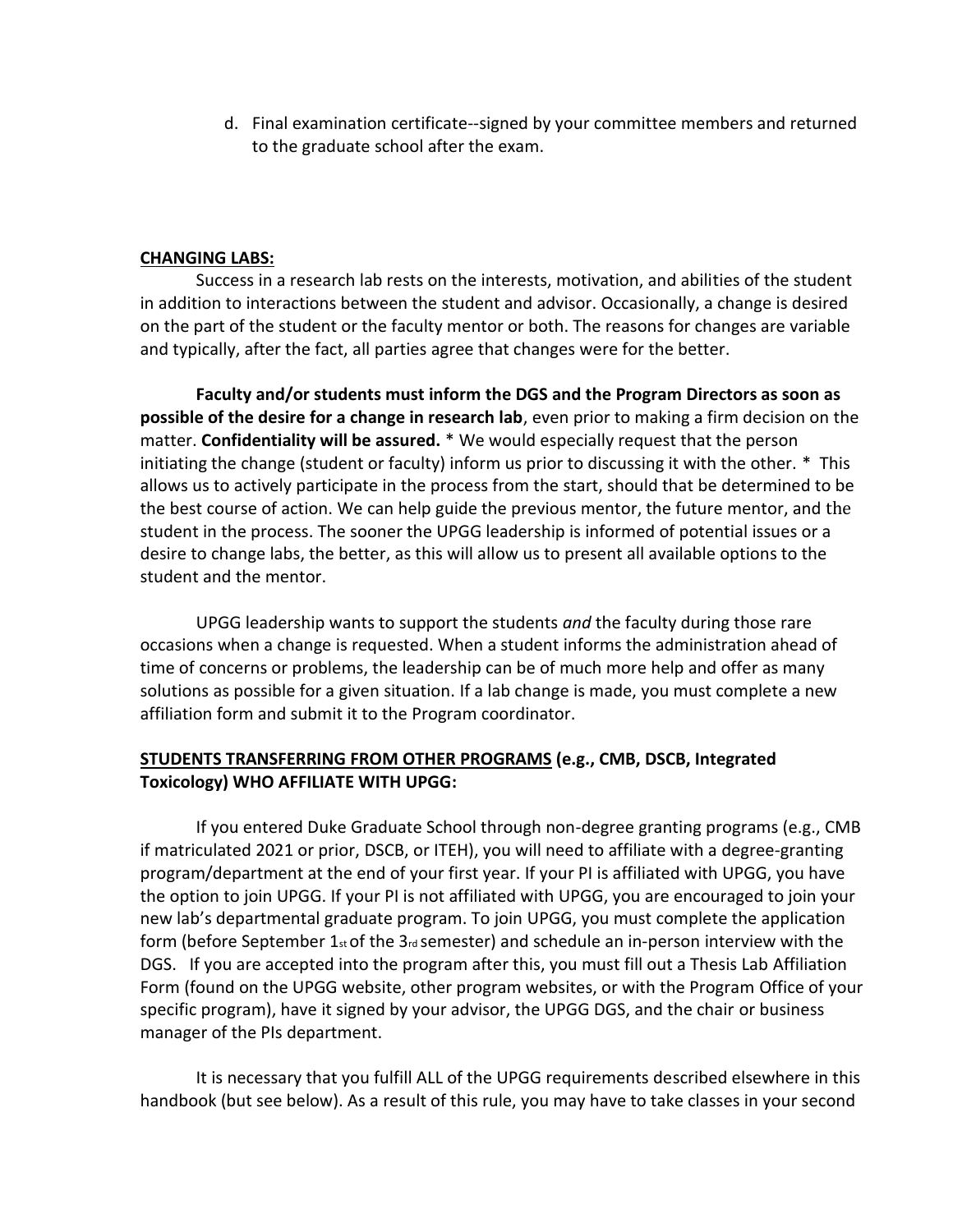d. Final examination certificate--signed by your committee members and returned to the graduate school after the exam.

**CHANGING LABS:**

Success in a research lab rests on the interests, motivation, and abilities of the student in addition to interactions between the student and advisor. Occasionally, a change is desired on the part of the student or the faculty mentor or both. The reasons for changes are variable and typically, after the fact, all parties agree that changes were for the better.

**Faculty and/or students must inform the DGS and the Program Directors as soon as possible of the desire for a change in research lab**, even prior to making a firm decision on the matter. **Confidentiality will be assured.** * We would especially request that the person initiating the change (student or faculty) inform us prior to discussing it with the other. * This allows us to actively participate in the process from the start, should that be determined to be the best course of action. We can help guide the previous mentor, the future mentor, and the student in the process. The sooner the UPGG leadership is informed of potential issues or a desire to change labs, the better, as this will allow us to present all available options to the student and the mentor.

UPGG leadership wants to support the students *and* the faculty during those rare occasions when a change is requested. When a student informs the administration ahead of time of concerns or problems, the leadership can be of much more help and offer as many solutions as possible for a given situation. If a lab change is made, you must complete a new affiliation form and submit it to the Program coordinator.

**STUDENTS TRANSFERRING FROM OTHER PROGRAMS (e.g., CMB, DSCB, Integrated Toxicology) WHO AFFILIATE WITH UPGG:**

If you entered Duke Graduate School through non-degree granting programs (e.g., CMB if matriculated 2021 or prior, DSCB, or ITEH), you will need to affiliate with a degree-granting program/department at the end of your first year. If your PI is affiliated with UPGG, you have the option to join UPGG. If your PI is not affiliated with UPGG, you are encouraged to join your new lab's departmental graduate program. To join UPGG, you must complete the application form (before September 1st of the 3rd semester) and schedule an in-person interview with the DGS. If you are accepted into the program after this, you must fill out a Thesis Lab Affiliation Form (found on the UPGG website, other program websites, or with the Program Office of your specific program), have it signed by your advisor, the UPGG DGS, and the chair or business manager of the PIs department.

It is necessary that you fulfill ALL of the UPGG requirements described elsewhere in this handbook (but see below). As a result of this rule, you may have to take classes in your second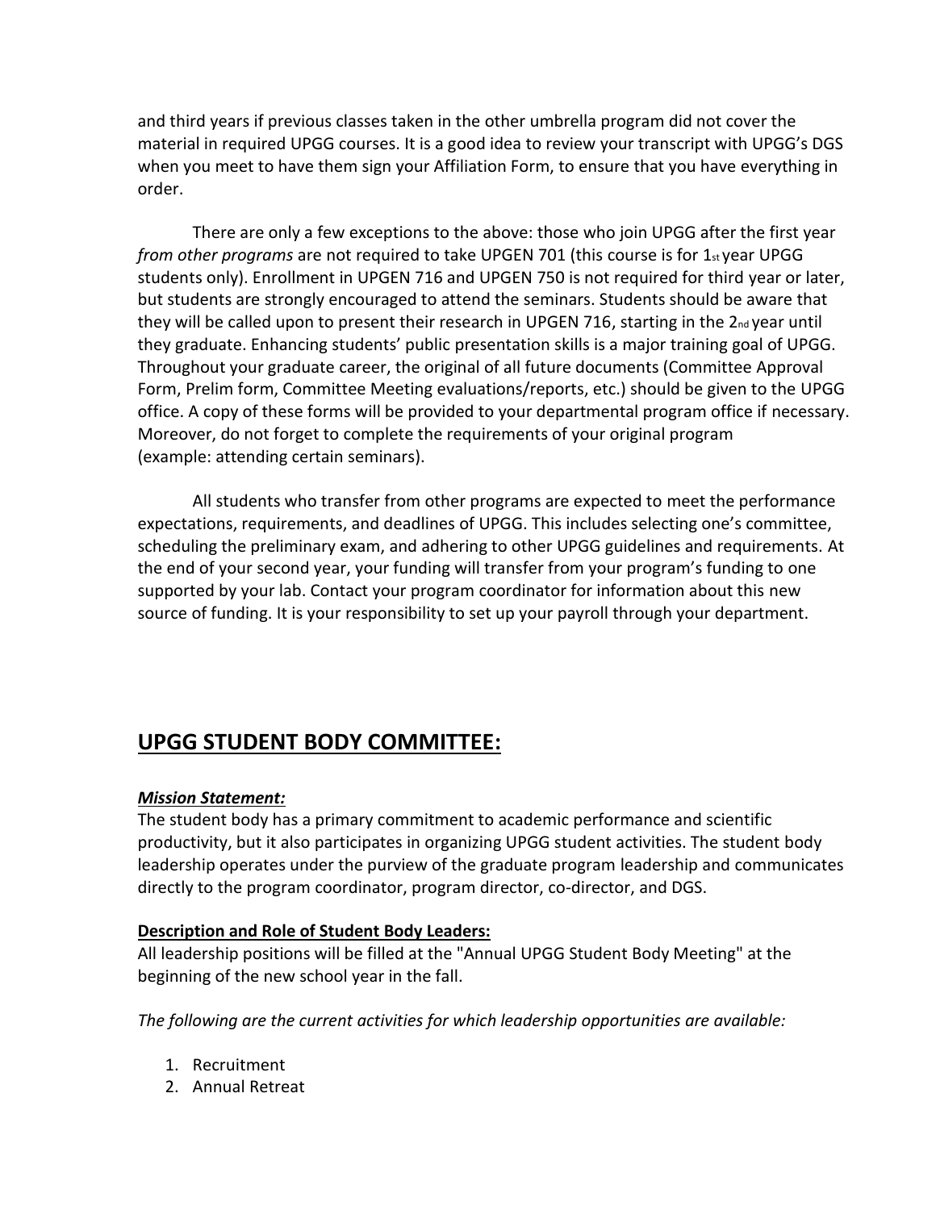and third years if previous classes taken in the other umbrella program did not cover the material in required UPGG courses. It is a good idea to review your transcript with UPGG's DGS when you meet to have them sign your Affiliation Form, to ensure that you have everything in order.

There are only a few exceptions to the above: those who join UPGG after the first year *from other programs* are not required to take UPGEN 701 (this course is for 1st year UPGG students only). Enrollment in UPGEN 716 and UPGEN 750 is not required for third year or later, but students are strongly encouraged to attend the seminars. Students should be aware that they will be called upon to present their research in UPGEN 716, starting in the 2nd year until they graduate. Enhancing students' public presentation skills is a major training goal of UPGG. Throughout your graduate career, the original of all future documents (Committee Approval Form, Prelim form, Committee Meeting evaluations/reports, etc.) should be given to the UPGG office. A copy of these forms will be provided to your departmental program office if necessary. Moreover, do not forget to complete the requirements of your original program (example: attending certain seminars).

All students who transfer from other programs are expected to meet the performance expectations, requirements, and deadlines of UPGG. This includes selecting one's committee, scheduling the preliminary exam, and adhering to other UPGG guidelines and requirements. At the end of your second year, your funding will transfer from your program's funding to one supported by your lab. Contact your program coordinator for information about this new source of funding. It is your responsibility to set up your payroll through your department.

## UPGG STUDENT BODY COMMITTEE:

***Mission Statement:***

The student body has a primary commitment to academic performance and scientific productivity, but it also participates in organizing UPGG student activities. The student body leadership operates under the purview of the graduate program leadership and communicates directly to the program coordinator, program director, co-director, and DGS.

**Description and Role of Student Body Leaders:**

All leadership positions will be filled at the "Annual UPGG Student Body Meeting" at the beginning of the new school year in the fall.

*The following are the current activities for which leadership opportunities are available:*

1. Recruitment
2. Annual Retreat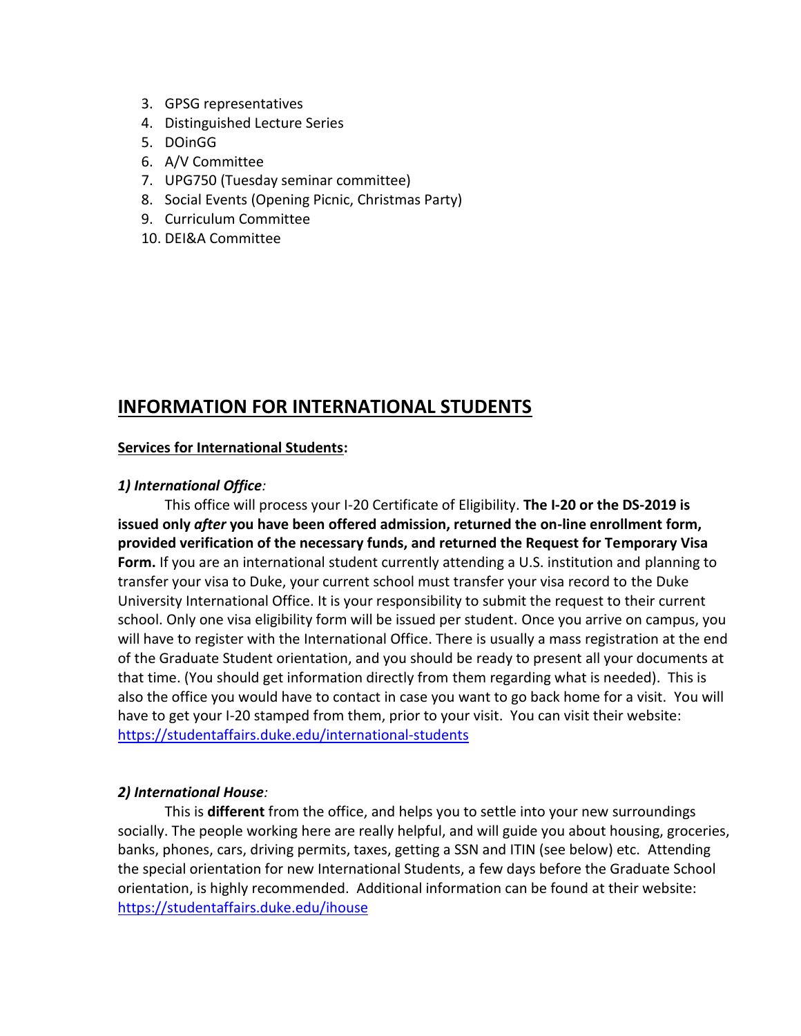3. GPSG representatives
4. Distinguished Lecture Series
5. DOinGG
6. A/V Committee
7. UPG750 (Tuesday seminar committee)
8. Social Events (Opening Picnic, Christmas Party)
9. Curriculum Committee
10. DEI&A Committee

## INFORMATION FOR INTERNATIONAL STUDENTS

**Services for International Students:**

***1) International Office:***

This office will process your I-20 Certificate of Eligibility. **The I-20 or the DS-2019 is issued only *after* you have been offered admission, returned the on-line enrollment form, provided verification of the necessary funds, and returned the Request for Temporary Visa Form.** If you are an international student currently attending a U.S. institution and planning to transfer your visa to Duke, your current school must transfer your visa record to the Duke University International Office. It is your responsibility to submit the request to their current school. Only one visa eligibility form will be issued per student. Once you arrive on campus, you will have to register with the International Office. There is usually a mass registration at the end of the Graduate Student orientation, and you should be ready to present all your documents at that time. (You should get information directly from them regarding what is needed). This is also the office you would have to contact in case you want to go back home for a visit. You will have to get your I-20 stamped from them, prior to your visit. You can visit their website: https://studentaffairs.duke.edu/international-students

***2) International House:***

This is **different** from the office, and helps you to settle into your new surroundings socially. The people working here are really helpful, and will guide you about housing, groceries, banks, phones, cars, driving permits, taxes, getting a SSN and ITIN (see below) etc. Attending the special orientation for new International Students, a few days before the Graduate School orientation, is highly recommended. Additional information can be found at their website: https://studentaffairs.duke.edu/ihouse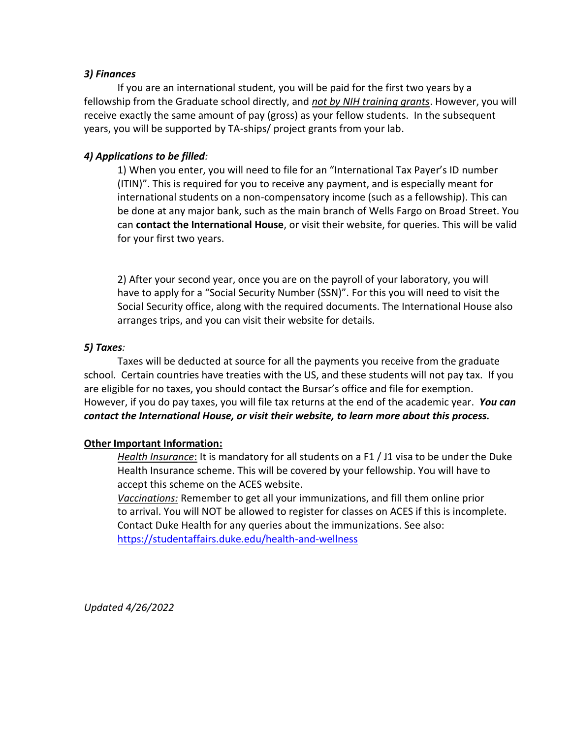### *3) Finances*

If you are an international student, you will be paid for the first two years by a fellowship from the Graduate school directly, and ***not by NIH training grants***. However, you will receive exactly the same amount of pay (gross) as your fellow students. In the subsequent years, you will be supported by TA-ships/ project grants from your lab.

### *4) Applications to be filled:*

1) When you enter, you will need to file for an "International Tax Payer's ID number (ITIN)". This is required for you to receive any payment, and is especially meant for international students on a non-compensatory income (such as a fellowship). This can be done at any major bank, such as the main branch of Wells Fargo on Broad Street. You can **contact the International House**, or visit their website, for queries. This will be valid for your first two years.

2) After your second year, once you are on the payroll of your laboratory, you will have to apply for a "Social Security Number (SSN)". For this you will need to visit the Social Security office, along with the required documents. The International House also arranges trips, and you can visit their website for details.

### *5) Taxes:*

Taxes will be deducted at source for all the payments you receive from the graduate school. Certain countries have treaties with the US, and these students will not pay tax. If you are eligible for no taxes, you should contact the Bursar's office and file for exemption. However, if you do pay taxes, you will file tax returns at the end of the academic year. ***You can contact the International House, or visit their website, to learn more about this process.***

**Other Important Information:**

*Health Insurance*: It is mandatory for all students on a F1 / J1 visa to be under the Duke Health Insurance scheme. This will be covered by your fellowship. You will have to accept this scheme on the ACES website.

*Vaccinations:* Remember to get all your immunizations, and fill them online prior to arrival. You will NOT be allowed to register for classes on ACES if this is incomplete. Contact Duke Health for any queries about the immunizations. See also: https://studentaffairs.duke.edu/health-and-wellness

*Updated 4/26/2022*